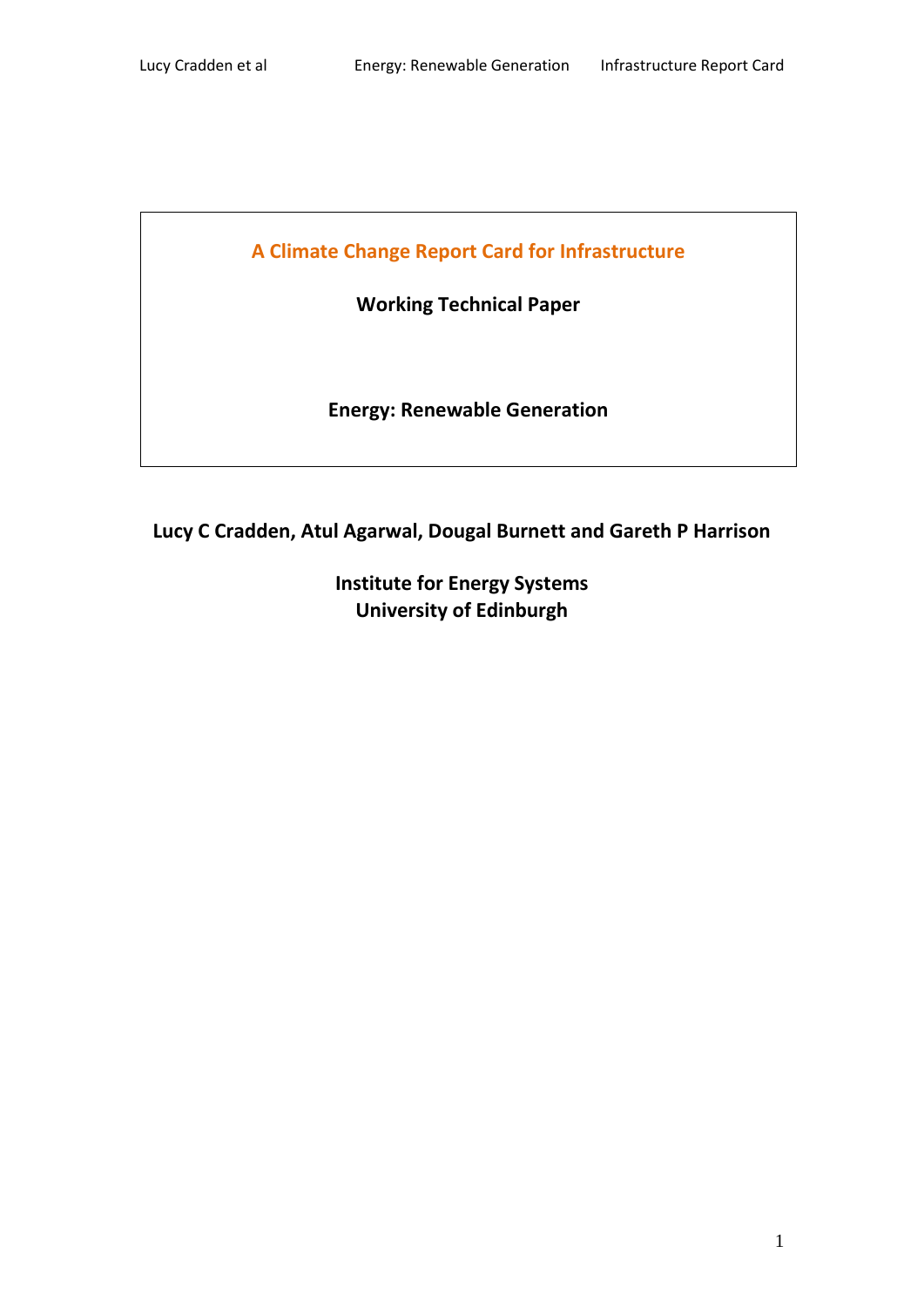# A Climate Change Report Card for Infrastructure

**Working Technical Paper**

## Energy: Renewable Generation

**Lucy C Cradden, Atul Agarwal, Dougal Burnett and Gareth P Harrison**

**Institute for Energy Systems**
**University of Edinburgh**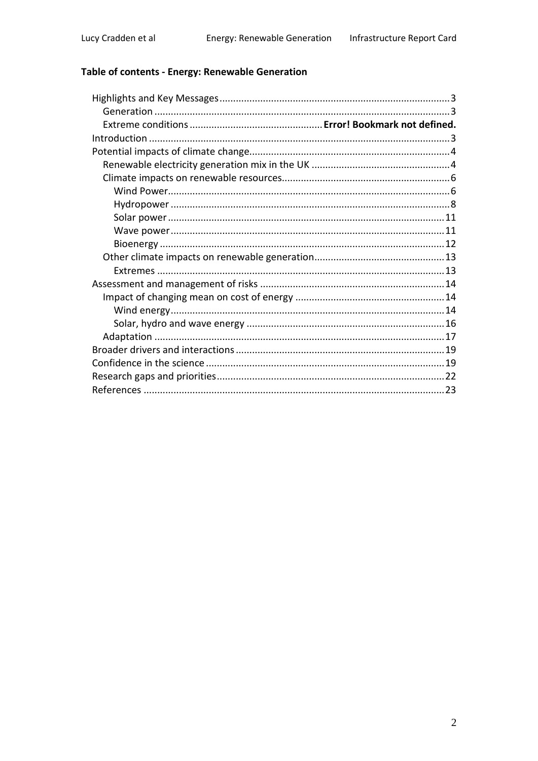**Table of contents - Energy: Renewable Generation**

- Highlights and Key Messages .......... 3
  - Generation .......... 3
  - Extreme conditions .......... **Error! Bookmark not defined.**
- Introduction .......... 3
- Potential impacts of climate change .......... 4
  - Renewable electricity generation mix in the UK .......... 4
  - Climate impacts on renewable resources .......... 6
    - Wind Power .......... 6
    - Hydropower .......... 8
    - Solar power .......... 11
    - Wave power .......... 11
    - Bioenergy .......... 12
  - Other climate impacts on renewable generation .......... 13
    - Extremes .......... 13
- Assessment and management of risks .......... 14
  - Impact of changing mean on cost of energy .......... 14
    - Wind energy .......... 14
    - Solar, hydro and wave energy .......... 16
  - Adaptation .......... 17
- Broader drivers and interactions .......... 19
- Confidence in the science .......... 19
- Research gaps and priorities .......... 22
- References .......... 23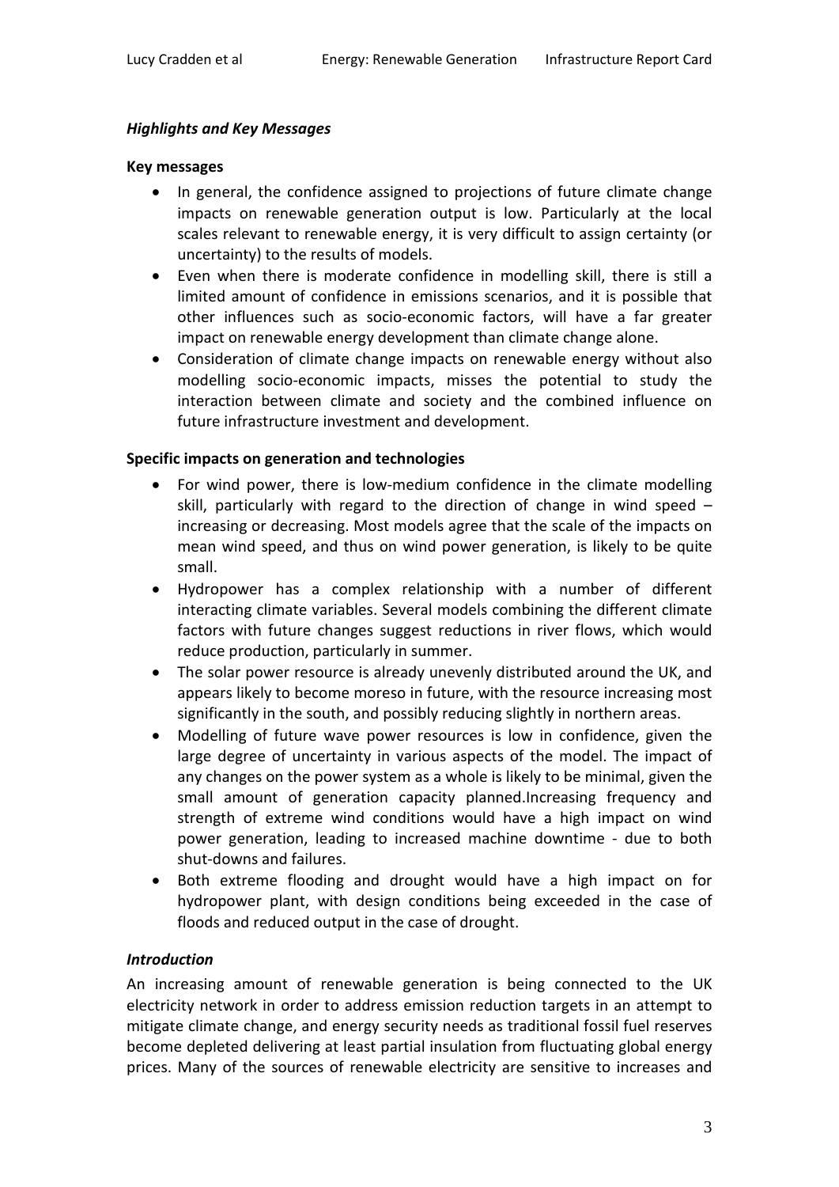### *Highlights and Key Messages*

**Key messages**

- In general, the confidence assigned to projections of future climate change impacts on renewable generation output is low. Particularly at the local scales relevant to renewable energy, it is very difficult to assign certainty (or uncertainty) to the results of models.
- Even when there is moderate confidence in modelling skill, there is still a limited amount of confidence in emissions scenarios, and it is possible that other influences such as socio-economic factors, will have a far greater impact on renewable energy development than climate change alone.
- Consideration of climate change impacts on renewable energy without also modelling socio-economic impacts, misses the potential to study the interaction between climate and society and the combined influence on future infrastructure investment and development.

**Specific impacts on generation and technologies**

- For wind power, there is low-medium confidence in the climate modelling skill, particularly with regard to the direction of change in wind speed – increasing or decreasing. Most models agree that the scale of the impacts on mean wind speed, and thus on wind power generation, is likely to be quite small.
- Hydropower has a complex relationship with a number of different interacting climate variables. Several models combining the different climate factors with future changes suggest reductions in river flows, which would reduce production, particularly in summer.
- The solar power resource is already unevenly distributed around the UK, and appears likely to become moreso in future, with the resource increasing most significantly in the south, and possibly reducing slightly in northern areas.
- Modelling of future wave power resources is low in confidence, given the large degree of uncertainty in various aspects of the model. The impact of any changes on the power system as a whole is likely to be minimal, given the small amount of generation capacity planned.Increasing frequency and strength of extreme wind conditions would have a high impact on wind power generation, leading to increased machine downtime - due to both shut-downs and failures.
- Both extreme flooding and drought would have a high impact on for hydropower plant, with design conditions being exceeded in the case of floods and reduced output in the case of drought.

### *Introduction*

An increasing amount of renewable generation is being connected to the UK electricity network in order to address emission reduction targets in an attempt to mitigate climate change, and energy security needs as traditional fossil fuel reserves become depleted delivering at least partial insulation from fluctuating global energy prices. Many of the sources of renewable electricity are sensitive to increases and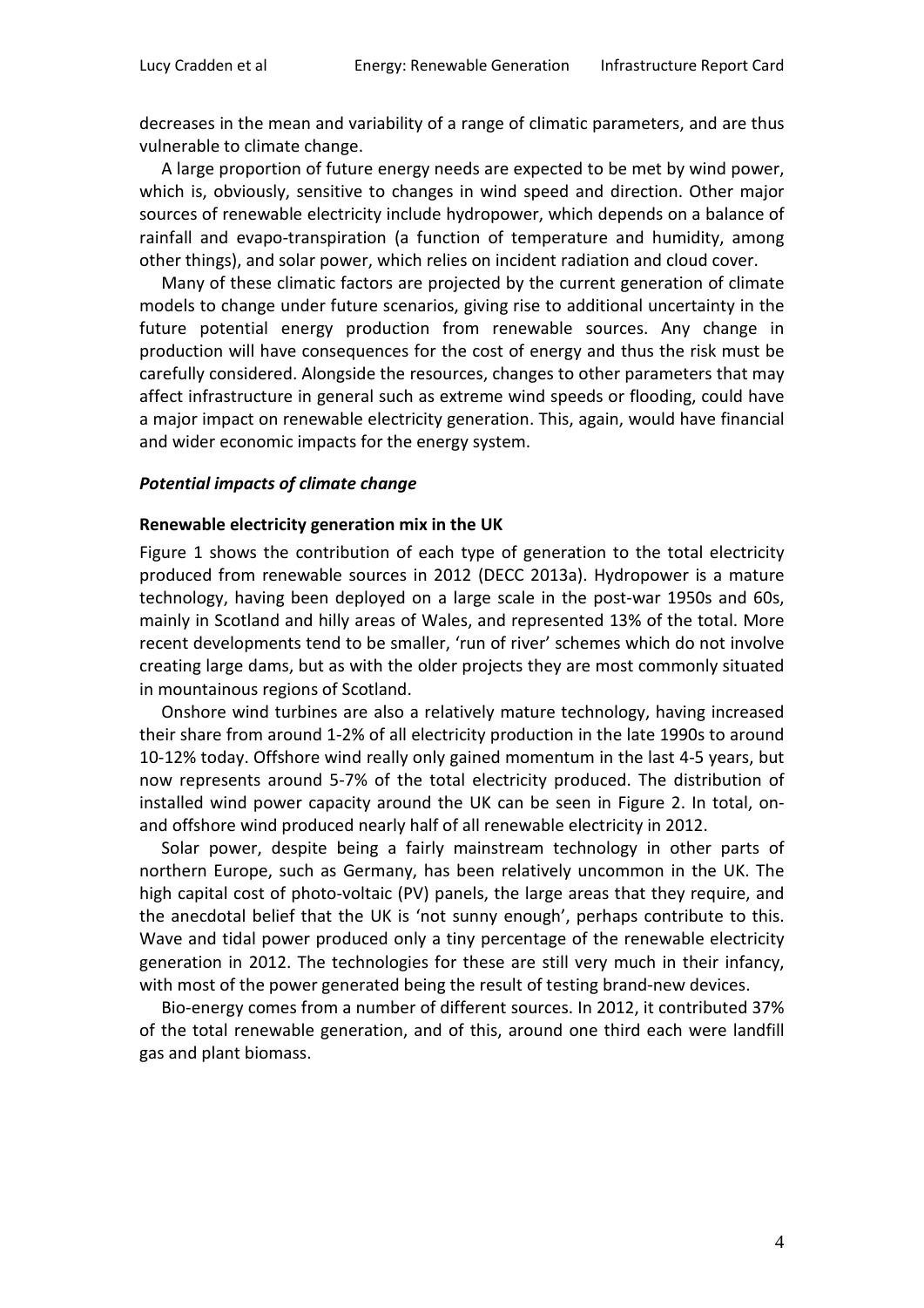decreases in the mean and variability of a range of climatic parameters, and are thus vulnerable to climate change.

A large proportion of future energy needs are expected to be met by wind power, which is, obviously, sensitive to changes in wind speed and direction. Other major sources of renewable electricity include hydropower, which depends on a balance of rainfall and evapo-transpiration (a function of temperature and humidity, among other things), and solar power, which relies on incident radiation and cloud cover.

Many of these climatic factors are projected by the current generation of climate models to change under future scenarios, giving rise to additional uncertainty in the future potential energy production from renewable sources. Any change in production will have consequences for the cost of energy and thus the risk must be carefully considered. Alongside the resources, changes to other parameters that may affect infrastructure in general such as extreme wind speeds or flooding, could have a major impact on renewable electricity generation. This, again, would have financial and wider economic impacts for the energy system.

### *Potential impacts of climate change*

#### **Renewable electricity generation mix in the UK**

Figure 1 shows the contribution of each type of generation to the total electricity produced from renewable sources in 2012 (DECC 2013a). Hydropower is a mature technology, having been deployed on a large scale in the post-war 1950s and 60s, mainly in Scotland and hilly areas of Wales, and represented 13% of the total. More recent developments tend to be smaller, 'run of river' schemes which do not involve creating large dams, but as with the older projects they are most commonly situated in mountainous regions of Scotland.

Onshore wind turbines are also a relatively mature technology, having increased their share from around 1-2% of all electricity production in the late 1990s to around 10-12% today. Offshore wind really only gained momentum in the last 4-5 years, but now represents around 5-7% of the total electricity produced. The distribution of installed wind power capacity around the UK can be seen in Figure 2. In total, on- and offshore wind produced nearly half of all renewable electricity in 2012.

Solar power, despite being a fairly mainstream technology in other parts of northern Europe, such as Germany, has been relatively uncommon in the UK. The high capital cost of photo-voltaic (PV) panels, the large areas that they require, and the anecdotal belief that the UK is 'not sunny enough', perhaps contribute to this. Wave and tidal power produced only a tiny percentage of the renewable electricity generation in 2012. The technologies for these are still very much in their infancy, with most of the power generated being the result of testing brand-new devices.

Bio-energy comes from a number of different sources. In 2012, it contributed 37% of the total renewable generation, and of this, around one third each were landfill gas and plant biomass.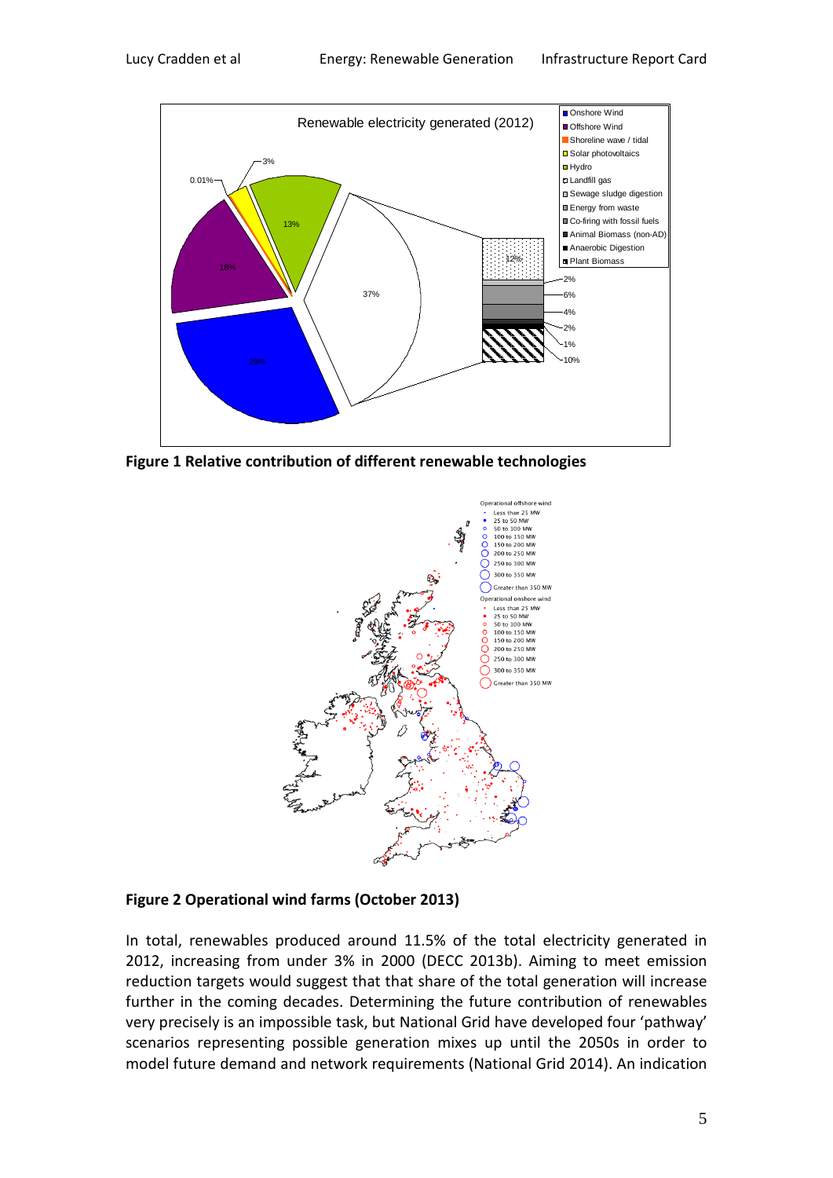**Figure 1 Relative contribution of different renewable technologies**

**Figure 2 Operational wind farms (October 2013)**

In total, renewables produced around 11.5% of the total electricity generated in 2012, increasing from under 3% in 2000 (DECC 2013b). Aiming to meet emission reduction targets would suggest that that share of the total generation will increase further in the coming decades. Determining the future contribution of renewables very precisely is an impossible task, but National Grid have developed four 'pathway' scenarios representing possible generation mixes up until the 2050s in order to model future demand and network requirements (National Grid 2014). An indication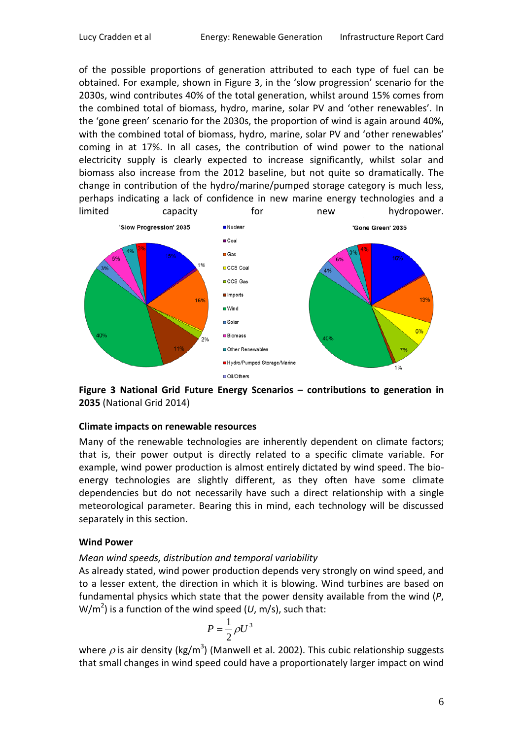of the possible proportions of generation attributed to each type of fuel can be obtained. For example, shown in Figure 3, in the 'slow progression' scenario for the 2030s, wind contributes 40% of the total generation, whilst around 15% comes from the combined total of biomass, hydro, marine, solar PV and 'other renewables'. In the 'gone green' scenario for the 2030s, the proportion of wind is again around 40%, with the combined total of biomass, hydro, marine, solar PV and 'other renewables' coming in at 17%. In all cases, the contribution of wind power to the national electricity supply is clearly expected to increase significantly, whilst solar and biomass also increase from the 2012 baseline, but not quite so dramatically. The change in contribution of the hydro/marine/pumped storage category is much less, perhaps indicating a lack of confidence in new marine energy technologies and a limited capacity for new hydropower.

**Figure 3 National Grid Future Energy Scenarios – contributions to generation in 2035** (National Grid 2014)

### Climate impacts on renewable resources

Many of the renewable technologies are inherently dependent on climate factors; that is, their power output is directly related to a specific climate variable. For example, wind power production is almost entirely dictated by wind speed. The bio-energy technologies are slightly different, as they often have some climate dependencies but do not necessarily have such a direct relationship with a single meteorological parameter. Bearing this in mind, each technology will be discussed separately in this section.

### Wind Power

*Mean wind speeds, distribution and temporal variability*

As already stated, wind power production depends very strongly on wind speed, and to a lesser extent, the direction in which it is blowing. Wind turbines are based on fundamental physics which state that the power density available from the wind ($P$, W/m$^2$) is a function of the wind speed ($U$, m/s), such that:

$$P = \frac{1}{2}\rho U^3$$

where $\rho$ is air density (kg/m$^3$) (Manwell et al. 2002). This cubic relationship suggests that small changes in wind speed could have a proportionately larger impact on wind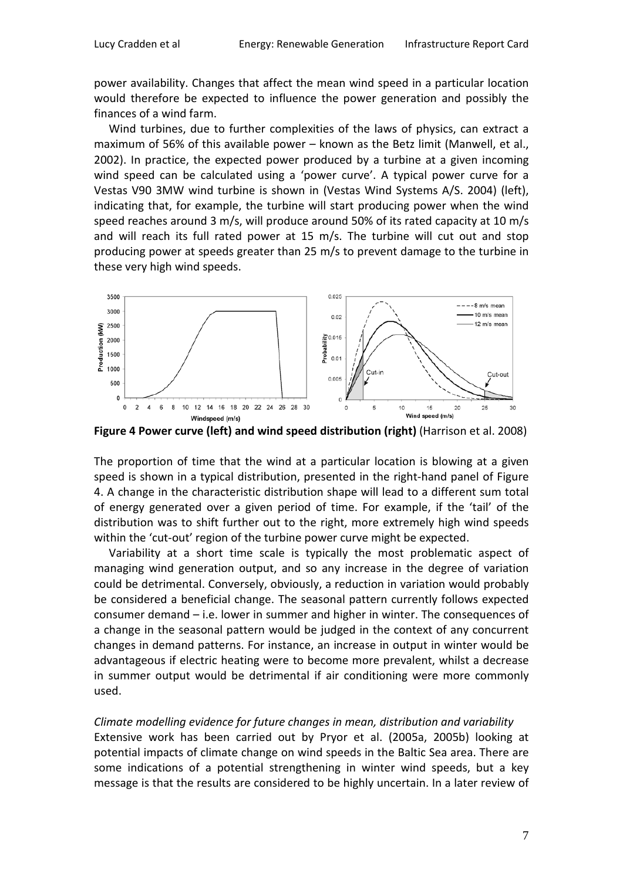power availability. Changes that affect the mean wind speed in a particular location would therefore be expected to influence the power generation and possibly the finances of a wind farm.

Wind turbines, due to further complexities of the laws of physics, can extract a maximum of 56% of this available power – known as the Betz limit (Manwell, et al., 2002). In practice, the expected power produced by a turbine at a given incoming wind speed can be calculated using a 'power curve'. A typical power curve for a Vestas V90 3MW wind turbine is shown in (Vestas Wind Systems A/S. 2004) (left), indicating that, for example, the turbine will start producing power when the wind speed reaches around 3 m/s, will produce around 50% of its rated capacity at 10 m/s and will reach its full rated power at 15 m/s. The turbine will cut out and stop producing power at speeds greater than 25 m/s to prevent damage to the turbine in these very high wind speeds.

**Figure 4 Power curve (left) and wind speed distribution (right)** (Harrison et al. 2008)

The proportion of time that the wind at a particular location is blowing at a given speed is shown in a typical distribution, presented in the right-hand panel of Figure 4. A change in the characteristic distribution shape will lead to a different sum total of energy generated over a given period of time. For example, if the 'tail' of the distribution was to shift further out to the right, more extremely high wind speeds within the 'cut-out' region of the turbine power curve might be expected.

Variability at a short time scale is typically the most problematic aspect of managing wind generation output, and so any increase in the degree of variation could be detrimental. Conversely, obviously, a reduction in variation would probably be considered a beneficial change. The seasonal pattern currently follows expected consumer demand – i.e. lower in summer and higher in winter. The consequences of a change in the seasonal pattern would be judged in the context of any concurrent changes in demand patterns. For instance, an increase in output in winter would be advantageous if electric heating were to become more prevalent, whilst a decrease in summer output would be detrimental if air conditioning were more commonly used.

*Climate modelling evidence for future changes in mean, distribution and variability*

Extensive work has been carried out by Pryor et al. (2005a, 2005b) looking at potential impacts of climate change on wind speeds in the Baltic Sea area. There are some indications of a potential strengthening in winter wind speeds, but a key message is that the results are considered to be highly uncertain. In a later review of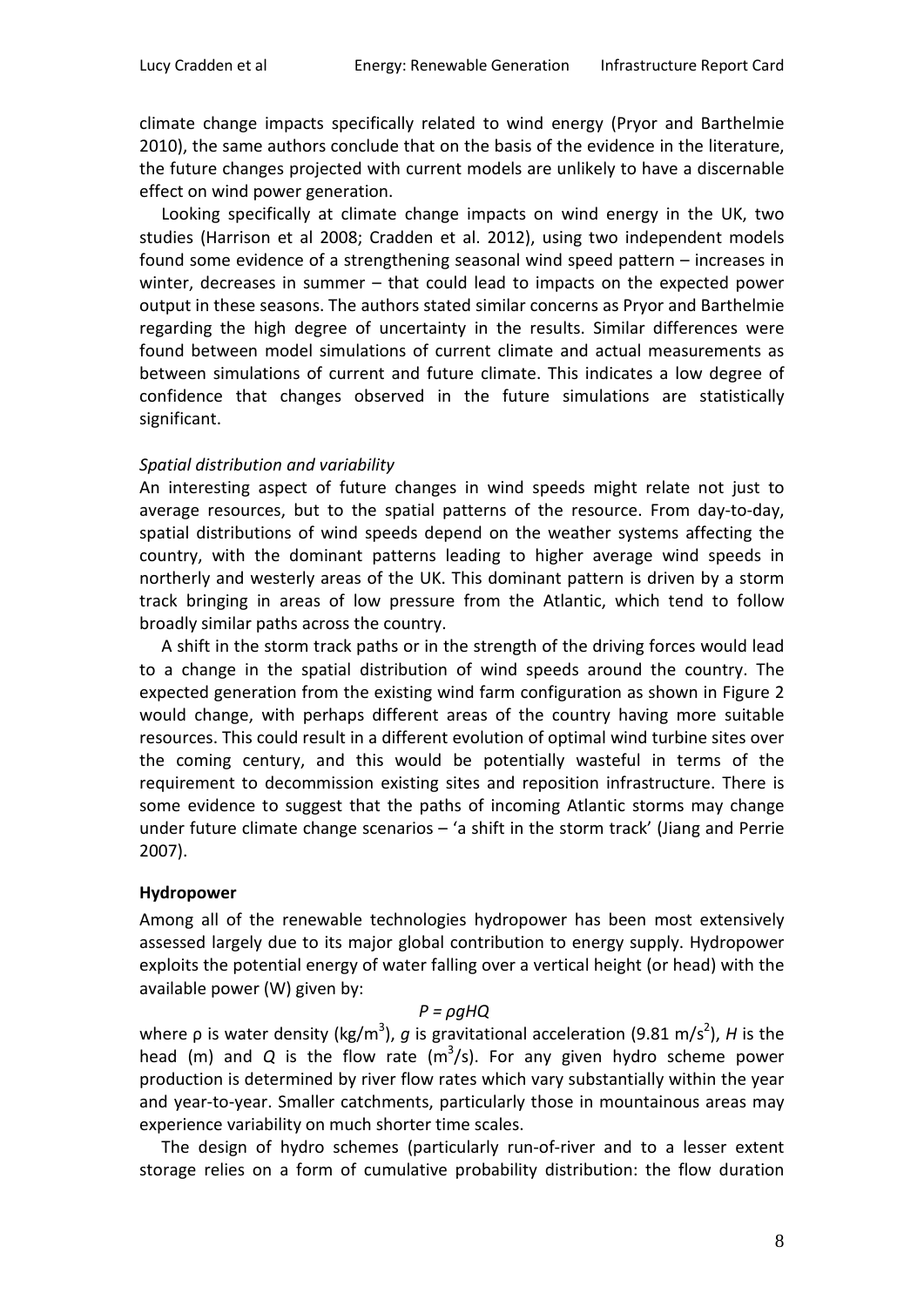climate change impacts specifically related to wind energy (Pryor and Barthelmie 2010), the same authors conclude that on the basis of the evidence in the literature, the future changes projected with current models are unlikely to have a discernable effect on wind power generation.

Looking specifically at climate change impacts on wind energy in the UK, two studies (Harrison et al 2008; Cradden et al. 2012), using two independent models found some evidence of a strengthening seasonal wind speed pattern – increases in winter, decreases in summer – that could lead to impacts on the expected power output in these seasons. The authors stated similar concerns as Pryor and Barthelmie regarding the high degree of uncertainty in the results. Similar differences were found between model simulations of current climate and actual measurements as between simulations of current and future climate. This indicates a low degree of confidence that changes observed in the future simulations are statistically significant.

*Spatial distribution and variability*

An interesting aspect of future changes in wind speeds might relate not just to average resources, but to the spatial patterns of the resource. From day-to-day, spatial distributions of wind speeds depend on the weather systems affecting the country, with the dominant patterns leading to higher average wind speeds in northerly and westerly areas of the UK. This dominant pattern is driven by a storm track bringing in areas of low pressure from the Atlantic, which tend to follow broadly similar paths across the country.

A shift in the storm track paths or in the strength of the driving forces would lead to a change in the spatial distribution of wind speeds around the country. The expected generation from the existing wind farm configuration as shown in Figure 2 would change, with perhaps different areas of the country having more suitable resources. This could result in a different evolution of optimal wind turbine sites over the coming century, and this would be potentially wasteful in terms of the requirement to decommission existing sites and reposition infrastructure. There is some evidence to suggest that the paths of incoming Atlantic storms may change under future climate change scenarios – 'a shift in the storm track' (Jiang and Perrie 2007).

**Hydropower**

Among all of the renewable technologies hydropower has been most extensively assessed largely due to its major global contribution to energy supply. Hydropower exploits the potential energy of water falling over a vertical height (or head) with the available power (W) given by:

$$P = \rho g H Q$$

where $\rho$ is water density (kg/m$^3$), $g$ is gravitational acceleration (9.81 m/s$^2$), $H$ is the head (m) and $Q$ is the flow rate (m$^3$/s). For any given hydro scheme power production is determined by river flow rates which vary substantially within the year and year-to-year. Smaller catchments, particularly those in mountainous areas may experience variability on much shorter time scales.

The design of hydro schemes (particularly run-of-river and to a lesser extent storage relies on a form of cumulative probability distribution: the flow duration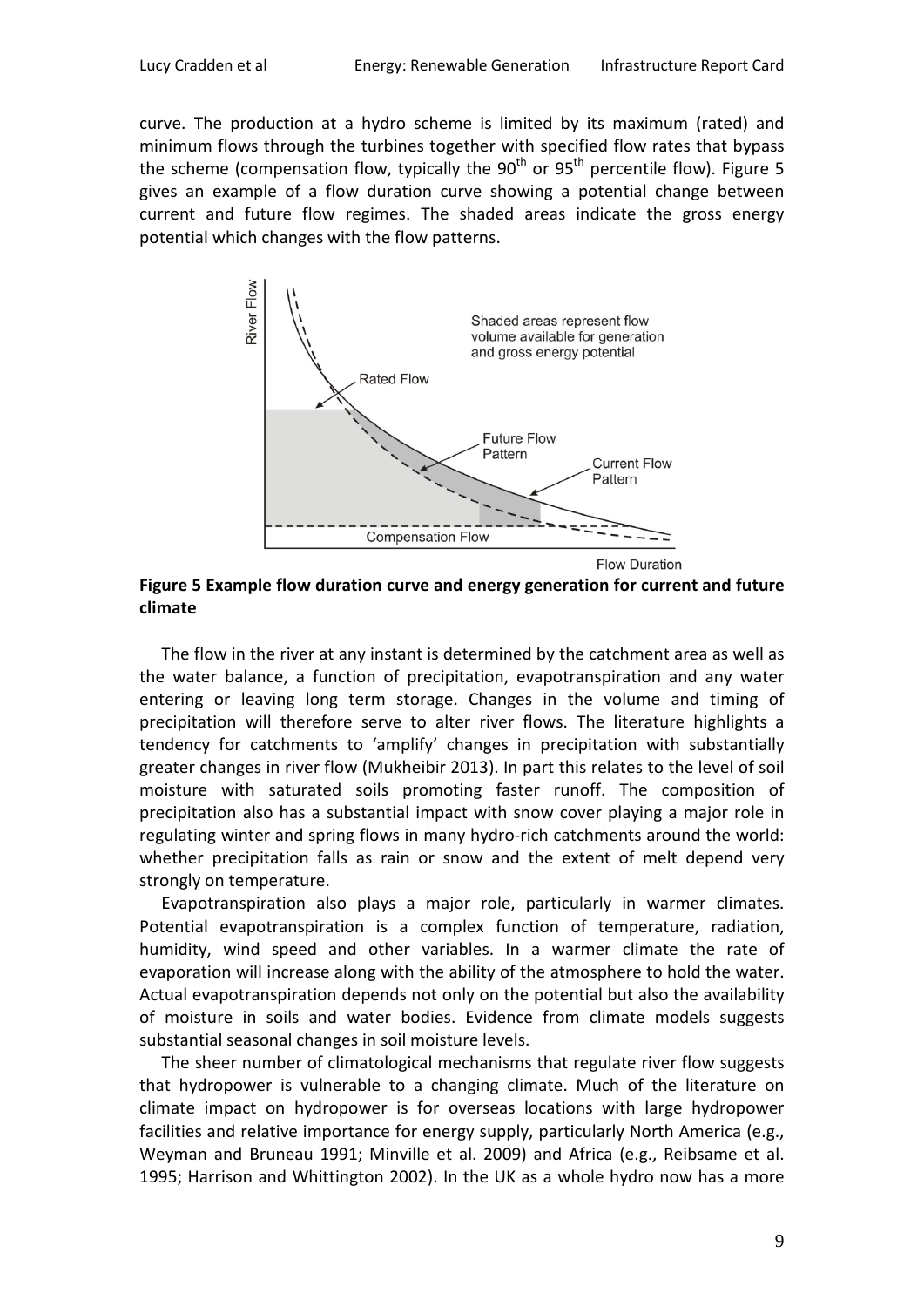curve. The production at a hydro scheme is limited by its maximum (rated) and minimum flows through the turbines together with specified flow rates that bypass the scheme (compensation flow, typically the 90th or 95th percentile flow). Figure 5 gives an example of a flow duration curve showing a potential change between current and future flow regimes. The shaded areas indicate the gross energy potential which changes with the flow patterns.

**Figure 5 Example flow duration curve and energy generation for current and future climate**

The flow in the river at any instant is determined by the catchment area as well as the water balance, a function of precipitation, evapotranspiration and any water entering or leaving long term storage. Changes in the volume and timing of precipitation will therefore serve to alter river flows. The literature highlights a tendency for catchments to 'amplify' changes in precipitation with substantially greater changes in river flow (Mukheibir 2013). In part this relates to the level of soil moisture with saturated soils promoting faster runoff. The composition of precipitation also has a substantial impact with snow cover playing a major role in regulating winter and spring flows in many hydro-rich catchments around the world: whether precipitation falls as rain or snow and the extent of melt depend very strongly on temperature.

Evapotranspiration also plays a major role, particularly in warmer climates. Potential evapotranspiration is a complex function of temperature, radiation, humidity, wind speed and other variables. In a warmer climate the rate of evaporation will increase along with the ability of the atmosphere to hold the water. Actual evapotranspiration depends not only on the potential but also the availability of moisture in soils and water bodies. Evidence from climate models suggests substantial seasonal changes in soil moisture levels.

The sheer number of climatological mechanisms that regulate river flow suggests that hydropower is vulnerable to a changing climate. Much of the literature on climate impact on hydropower is for overseas locations with large hydropower facilities and relative importance for energy supply, particularly North America (e.g., Weyman and Bruneau 1991; Minville et al. 2009) and Africa (e.g., Reibsame et al. 1995; Harrison and Whittington 2002). In the UK as a whole hydro now has a more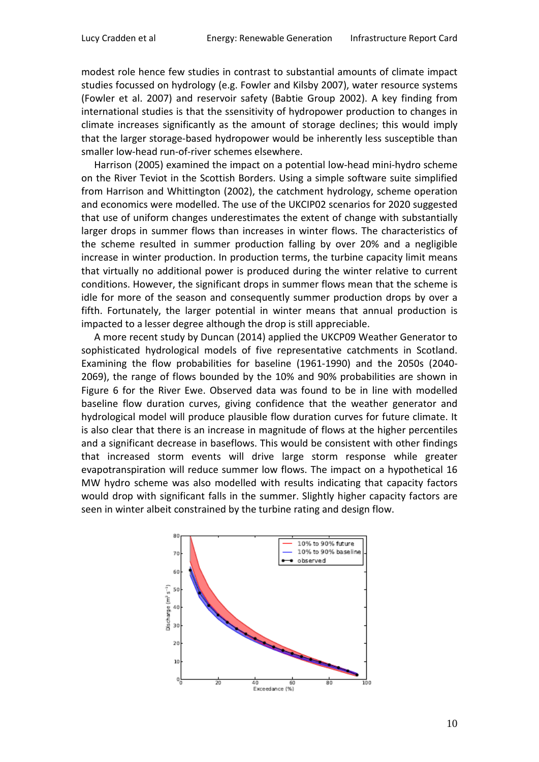modest role hence few studies in contrast to substantial amounts of climate impact studies focussed on hydrology (e.g. Fowler and Kilsby 2007), water resource systems (Fowler et al. 2007) and reservoir safety (Babtie Group 2002). A key finding from international studies is that the ssensitivity of hydropower production to changes in climate increases significantly as the amount of storage declines; this would imply that the larger storage-based hydropower would be inherently less susceptible than smaller low-head run-of-river schemes elsewhere.

Harrison (2005) examined the impact on a potential low-head mini-hydro scheme on the River Teviot in the Scottish Borders. Using a simple software suite simplified from Harrison and Whittington (2002), the catchment hydrology, scheme operation and economics were modelled. The use of the UKCIP02 scenarios for 2020 suggested that use of uniform changes underestimates the extent of change with substantially larger drops in summer flows than increases in winter flows. The characteristics of the scheme resulted in summer production falling by over 20% and a negligible increase in winter production. In production terms, the turbine capacity limit means that virtually no additional power is produced during the winter relative to current conditions. However, the significant drops in summer flows mean that the scheme is idle for more of the season and consequently summer production drops by over a fifth. Fortunately, the larger potential in winter means that annual production is impacted to a lesser degree although the drop is still appreciable.

A more recent study by Duncan (2014) applied the UKCP09 Weather Generator to sophisticated hydrological models of five representative catchments in Scotland. Examining the flow probabilities for baseline (1961-1990) and the 2050s (2040-2069), the range of flows bounded by the 10% and 90% probabilities are shown in Figure 6 for the River Ewe. Observed data was found to be in line with modelled baseline flow duration curves, giving confidence that the weather generator and hydrological model will produce plausible flow duration curves for future climate. It is also clear that there is an increase in magnitude of flows at the higher percentiles and a significant decrease in baseflows. This would be consistent with other findings that increased storm events will drive large storm response while greater evapotranspiration will reduce summer low flows. The impact on a hypothetical 16 MW hydro scheme was also modelled with results indicating that capacity factors would drop with significant falls in the summer. Slightly higher capacity factors are seen in winter albeit constrained by the turbine rating and design flow.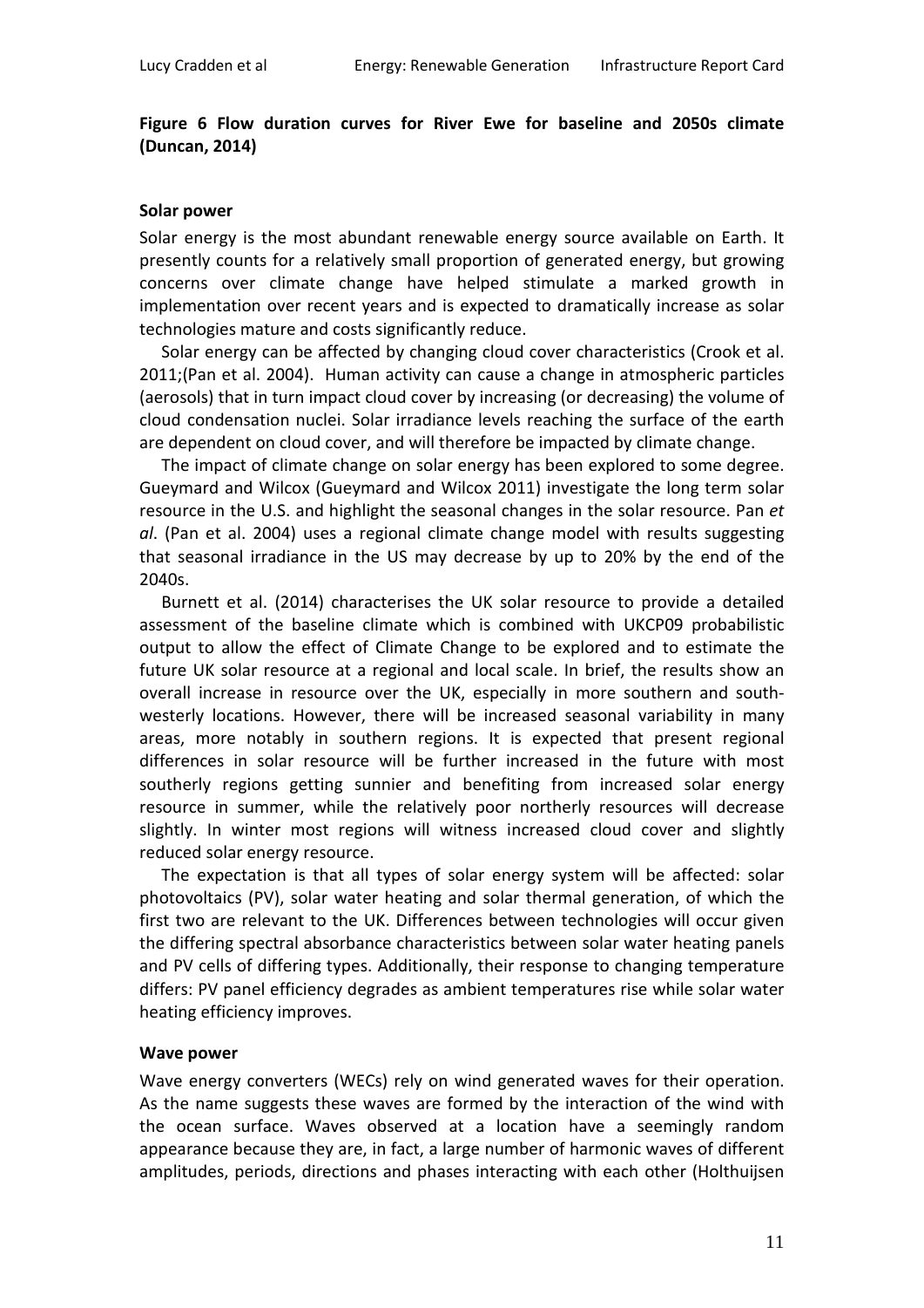**Figure 6 Flow duration curves for River Ewe for baseline and 2050s climate (Duncan, 2014)**

**Solar power**

Solar energy is the most abundant renewable energy source available on Earth. It presently counts for a relatively small proportion of generated energy, but growing concerns over climate change have helped stimulate a marked growth in implementation over recent years and is expected to dramatically increase as solar technologies mature and costs significantly reduce.

Solar energy can be affected by changing cloud cover characteristics (Crook et al. 2011;(Pan et al. 2004). Human activity can cause a change in atmospheric particles (aerosols) that in turn impact cloud cover by increasing (or decreasing) the volume of cloud condensation nuclei. Solar irradiance levels reaching the surface of the earth are dependent on cloud cover, and will therefore be impacted by climate change.

The impact of climate change on solar energy has been explored to some degree. Gueymard and Wilcox (Gueymard and Wilcox 2011) investigate the long term solar resource in the U.S. and highlight the seasonal changes in the solar resource. Pan *et al*. (Pan et al. 2004) uses a regional climate change model with results suggesting that seasonal irradiance in the US may decrease by up to 20% by the end of the 2040s.

Burnett et al. (2014) characterises the UK solar resource to provide a detailed assessment of the baseline climate which is combined with UKCP09 probabilistic output to allow the effect of Climate Change to be explored and to estimate the future UK solar resource at a regional and local scale. In brief, the results show an overall increase in resource over the UK, especially in more southern and south-westerly locations. However, there will be increased seasonal variability in many areas, more notably in southern regions. It is expected that present regional differences in solar resource will be further increased in the future with most southerly regions getting sunnier and benefiting from increased solar energy resource in summer, while the relatively poor northerly resources will decrease slightly. In winter most regions will witness increased cloud cover and slightly reduced solar energy resource.

The expectation is that all types of solar energy system will be affected: solar photovoltaics (PV), solar water heating and solar thermal generation, of which the first two are relevant to the UK. Differences between technologies will occur given the differing spectral absorbance characteristics between solar water heating panels and PV cells of differing types. Additionally, their response to changing temperature differs: PV panel efficiency degrades as ambient temperatures rise while solar water heating efficiency improves.

**Wave power**

Wave energy converters (WECs) rely on wind generated waves for their operation. As the name suggests these waves are formed by the interaction of the wind with the ocean surface. Waves observed at a location have a seemingly random appearance because they are, in fact, a large number of harmonic waves of different amplitudes, periods, directions and phases interacting with each other (Holthuijsen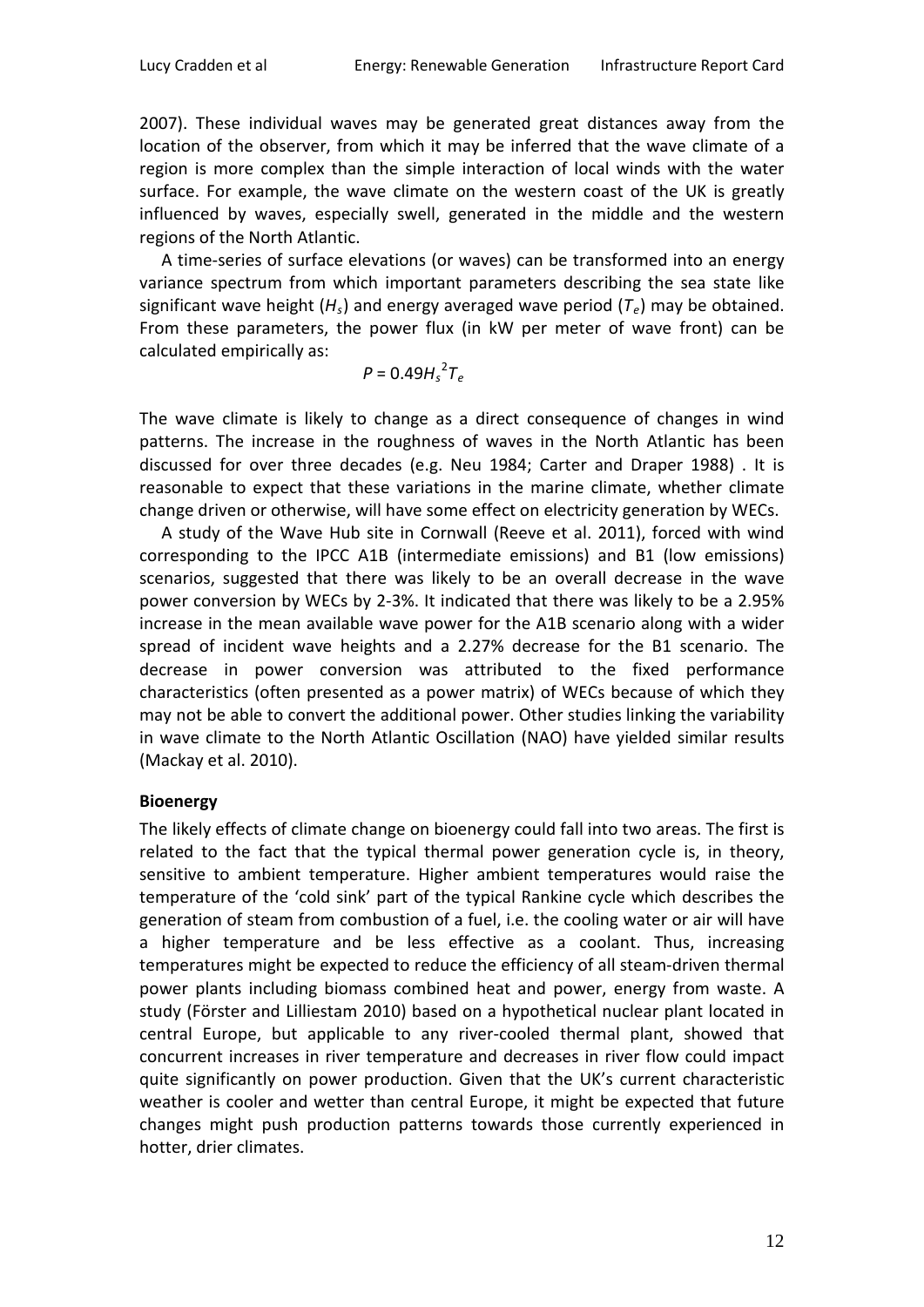2007). These individual waves may be generated great distances away from the location of the observer, from which it may be inferred that the wave climate of a region is more complex than the simple interaction of local winds with the water surface. For example, the wave climate on the western coast of the UK is greatly influenced by waves, especially swell, generated in the middle and the western regions of the North Atlantic.

A time-series of surface elevations (or waves) can be transformed into an energy variance spectrum from which important parameters describing the sea state like significant wave height ($H_s$) and energy averaged wave period ($T_e$) may be obtained. From these parameters, the power flux (in kW per meter of wave front) can be calculated empirically as:

$$P = 0.49 H_s^2 T_e$$

The wave climate is likely to change as a direct consequence of changes in wind patterns. The increase in the roughness of waves in the North Atlantic has been discussed for over three decades (e.g. Neu 1984; Carter and Draper 1988) . It is reasonable to expect that these variations in the marine climate, whether climate change driven or otherwise, will have some effect on electricity generation by WECs.

A study of the Wave Hub site in Cornwall (Reeve et al. 2011), forced with wind corresponding to the IPCC A1B (intermediate emissions) and B1 (low emissions) scenarios, suggested that there was likely to be an overall decrease in the wave power conversion by WECs by 2-3%. It indicated that there was likely to be a 2.95% increase in the mean available wave power for the A1B scenario along with a wider spread of incident wave heights and a 2.27% decrease for the B1 scenario. The decrease in power conversion was attributed to the fixed performance characteristics (often presented as a power matrix) of WECs because of which they may not be able to convert the additional power. Other studies linking the variability in wave climate to the North Atlantic Oscillation (NAO) have yielded similar results (Mackay et al. 2010).

**Bioenergy**

The likely effects of climate change on bioenergy could fall into two areas. The first is related to the fact that the typical thermal power generation cycle is, in theory, sensitive to ambient temperature. Higher ambient temperatures would raise the temperature of the 'cold sink' part of the typical Rankine cycle which describes the generation of steam from combustion of a fuel, i.e. the cooling water or air will have a higher temperature and be less effective as a coolant. Thus, increasing temperatures might be expected to reduce the efficiency of all steam-driven thermal power plants including biomass combined heat and power, energy from waste. A study (Förster and Lilliestam 2010) based on a hypothetical nuclear plant located in central Europe, but applicable to any river-cooled thermal plant, showed that concurrent increases in river temperature and decreases in river flow could impact quite significantly on power production. Given that the UK's current characteristic weather is cooler and wetter than central Europe, it might be expected that future changes might push production patterns towards those currently experienced in hotter, drier climates.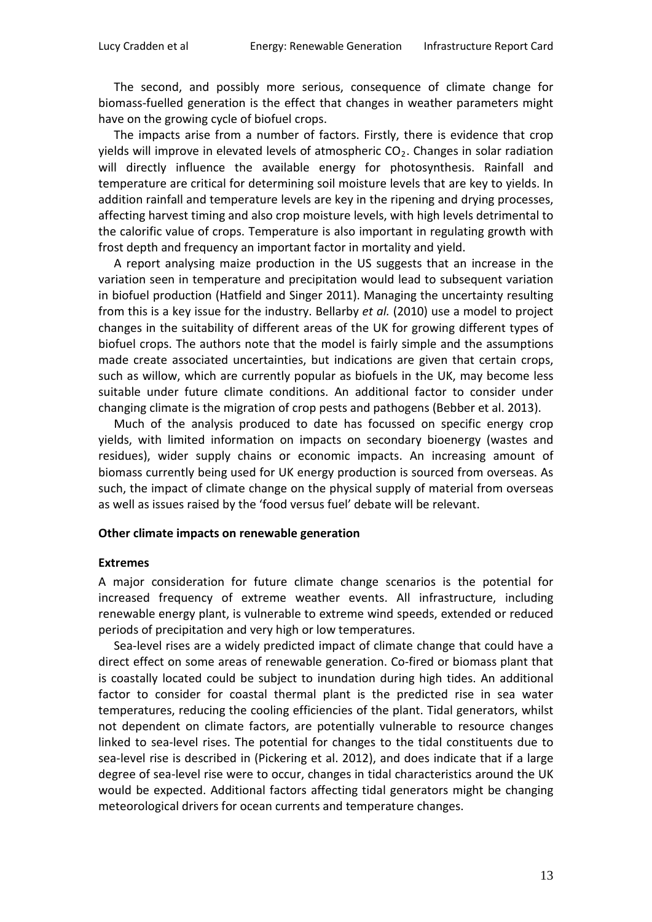The second, and possibly more serious, consequence of climate change for biomass-fuelled generation is the effect that changes in weather parameters might have on the growing cycle of biofuel crops.

The impacts arise from a number of factors. Firstly, there is evidence that crop yields will improve in elevated levels of atmospheric $CO_2$. Changes in solar radiation will directly influence the available energy for photosynthesis. Rainfall and temperature are critical for determining soil moisture levels that are key to yields. In addition rainfall and temperature levels are key in the ripening and drying processes, affecting harvest timing and also crop moisture levels, with high levels detrimental to the calorific value of crops. Temperature is also important in regulating growth with frost depth and frequency an important factor in mortality and yield.

A report analysing maize production in the US suggests that an increase in the variation seen in temperature and precipitation would lead to subsequent variation in biofuel production (Hatfield and Singer 2011). Managing the uncertainty resulting from this is a key issue for the industry. Bellarby *et al.* (2010) use a model to project changes in the suitability of different areas of the UK for growing different types of biofuel crops. The authors note that the model is fairly simple and the assumptions made create associated uncertainties, but indications are given that certain crops, such as willow, which are currently popular as biofuels in the UK, may become less suitable under future climate conditions. An additional factor to consider under changing climate is the migration of crop pests and pathogens (Bebber et al. 2013).

Much of the analysis produced to date has focussed on specific energy crop yields, with limited information on impacts on secondary bioenergy (wastes and residues), wider supply chains or economic impacts. An increasing amount of biomass currently being used for UK energy production is sourced from overseas. As such, the impact of climate change on the physical supply of material from overseas as well as issues raised by the 'food versus fuel' debate will be relevant.

**Other climate impacts on renewable generation**

**Extremes**

A major consideration for future climate change scenarios is the potential for increased frequency of extreme weather events. All infrastructure, including renewable energy plant, is vulnerable to extreme wind speeds, extended or reduced periods of precipitation and very high or low temperatures.

Sea-level rises are a widely predicted impact of climate change that could have a direct effect on some areas of renewable generation. Co-fired or biomass plant that is coastally located could be subject to inundation during high tides. An additional factor to consider for coastal thermal plant is the predicted rise in sea water temperatures, reducing the cooling efficiencies of the plant. Tidal generators, whilst not dependent on climate factors, are potentially vulnerable to resource changes linked to sea-level rises. The potential for changes to the tidal constituents due to sea-level rise is described in (Pickering et al. 2012), and does indicate that if a large degree of sea-level rise were to occur, changes in tidal characteristics around the UK would be expected. Additional factors affecting tidal generators might be changing meteorological drivers for ocean currents and temperature changes.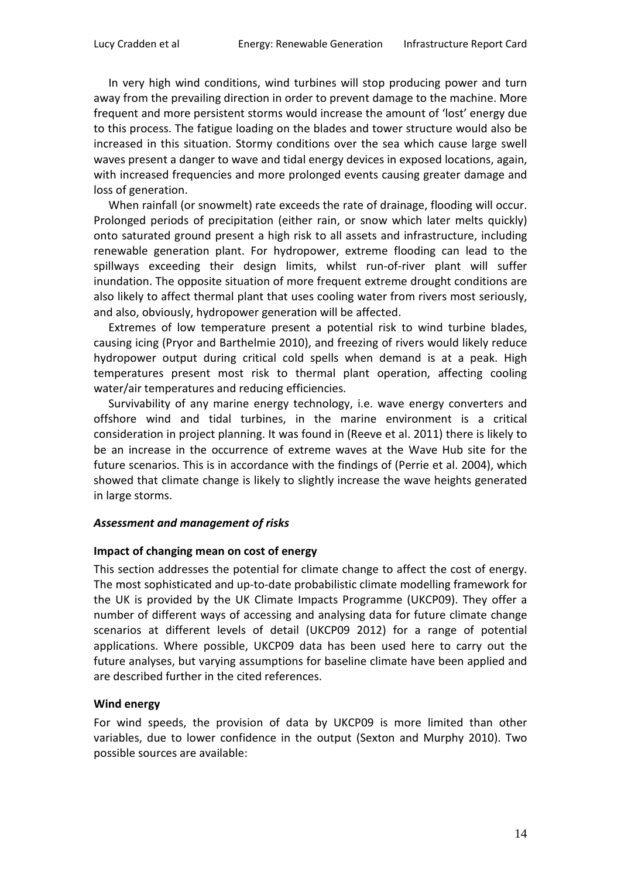In very high wind conditions, wind turbines will stop producing power and turn away from the prevailing direction in order to prevent damage to the machine. More frequent and more persistent storms would increase the amount of 'lost' energy due to this process. The fatigue loading on the blades and tower structure would also be increased in this situation. Stormy conditions over the sea which cause large swell waves present a danger to wave and tidal energy devices in exposed locations, again, with increased frequencies and more prolonged events causing greater damage and loss of generation.

When rainfall (or snowmelt) rate exceeds the rate of drainage, flooding will occur. Prolonged periods of precipitation (either rain, or snow which later melts quickly) onto saturated ground present a high risk to all assets and infrastructure, including renewable generation plant. For hydropower, extreme flooding can lead to the spillways exceeding their design limits, whilst run-of-river plant will suffer inundation. The opposite situation of more frequent extreme drought conditions are also likely to affect thermal plant that uses cooling water from rivers most seriously, and also, obviously, hydropower generation will be affected.

Extremes of low temperature present a potential risk to wind turbine blades, causing icing (Pryor and Barthelmie 2010), and freezing of rivers would likely reduce hydropower output during critical cold spells when demand is at a peak. High temperatures present most risk to thermal plant operation, affecting cooling water/air temperatures and reducing efficiencies.

Survivability of any marine energy technology, i.e. wave energy converters and offshore wind and tidal turbines, in the marine environment is a critical consideration in project planning. It was found in (Reeve et al. 2011) there is likely to be an increase in the occurrence of extreme waves at the Wave Hub site for the future scenarios. This is in accordance with the findings of (Perrie et al. 2004), which showed that climate change is likely to slightly increase the wave heights generated in large storms.

### *Assessment and management of risks*

#### **Impact of changing mean on cost of energy**

This section addresses the potential for climate change to affect the cost of energy. The most sophisticated and up-to-date probabilistic climate modelling framework for the UK is provided by the UK Climate Impacts Programme (UKCP09). They offer a number of different ways of accessing and analysing data for future climate change scenarios at different levels of detail (UKCP09 2012) for a range of potential applications. Where possible, UKCP09 data has been used here to carry out the future analyses, but varying assumptions for baseline climate have been applied and are described further in the cited references.

#### **Wind energy**

For wind speeds, the provision of data by UKCP09 is more limited than other variables, due to lower confidence in the output (Sexton and Murphy 2010). Two possible sources are available: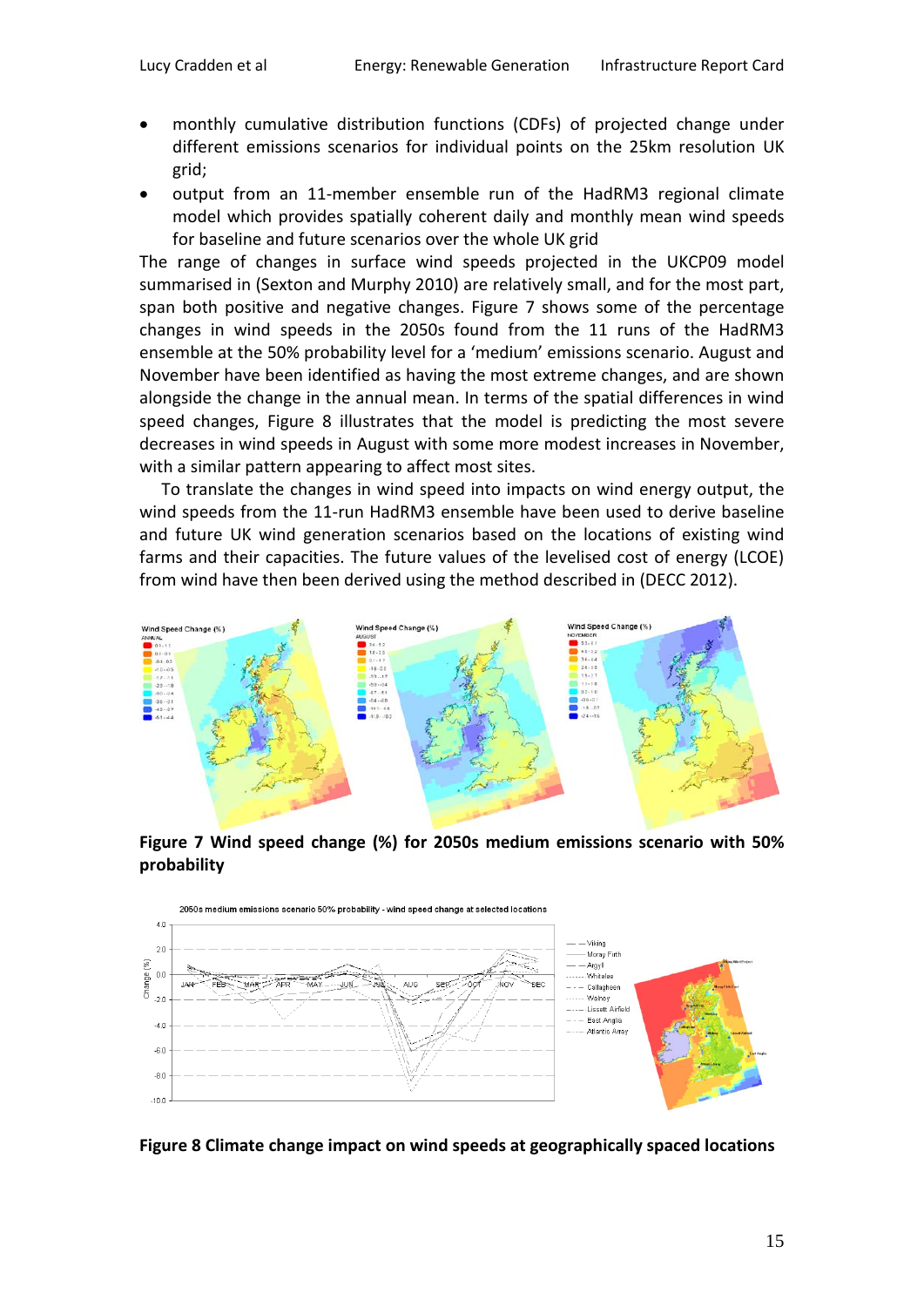- monthly cumulative distribution functions (CDFs) of projected change under different emissions scenarios for individual points on the 25km resolution UK grid;
- output from an 11-member ensemble run of the HadRM3 regional climate model which provides spatially coherent daily and monthly mean wind speeds for baseline and future scenarios over the whole UK grid

The range of changes in surface wind speeds projected in the UKCP09 model summarised in (Sexton and Murphy 2010) are relatively small, and for the most part, span both positive and negative changes. Figure 7 shows some of the percentage changes in wind speeds in the 2050s found from the 11 runs of the HadRM3 ensemble at the 50% probability level for a 'medium' emissions scenario. August and November have been identified as having the most extreme changes, and are shown alongside the change in the annual mean. In terms of the spatial differences in wind speed changes, Figure 8 illustrates that the model is predicting the most severe decreases in wind speeds in August with some more modest increases in November, with a similar pattern appearing to affect most sites.

To translate the changes in wind speed into impacts on wind energy output, the wind speeds from the 11-run HadRM3 ensemble have been used to derive baseline and future UK wind generation scenarios based on the locations of existing wind farms and their capacities. The future values of the levelised cost of energy (LCOE) from wind have then been derived using the method described in (DECC 2012).

**Figure 7 Wind speed change (%) for 2050s medium emissions scenario with 50% probability**

**Figure 8 Climate change impact on wind speeds at geographically spaced locations**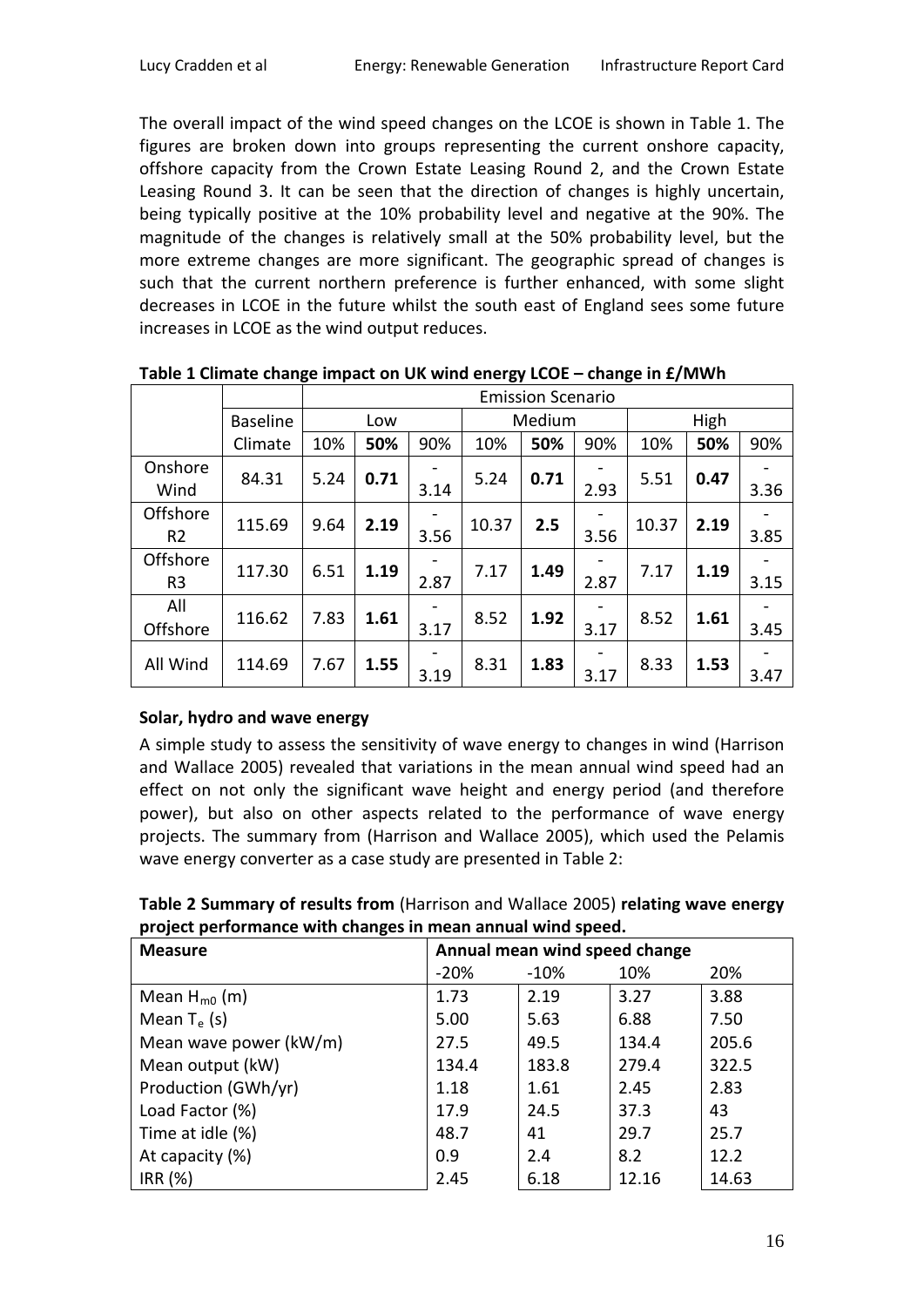The overall impact of the wind speed changes on the LCOE is shown in Table 1. The figures are broken down into groups representing the current onshore capacity, offshore capacity from the Crown Estate Leasing Round 2, and the Crown Estate Leasing Round 3. It can be seen that the direction of changes is highly uncertain, being typically positive at the 10% probability level and negative at the 90%. The magnitude of the changes is relatively small at the 50% probability level, but the more extreme changes are more significant. The geographic spread of changes is such that the current northern preference is further enhanced, with some slight decreases in LCOE in the future whilst the south east of England sees some future increases in LCOE as the wind output reduces.

**Table 1 Climate change impact on UK wind energy LCOE – change in £/MWh**

| | Baseline | Emission Scenario | | | | | | | | |
|---|---|---|---|---|---|---|---|---|---|---|
| | | Low | | | Medium | | | High | | |
| | Climate | 10% | **50%** | 90% | 10% | **50%** | 90% | 10% | **50%** | 90% |
| Onshore Wind | 84.31 | 5.24 | **0.71** | -3.14 | 5.24 | **0.71** | -2.93 | 5.51 | **0.47** | -3.36 |
| Offshore R2 | 115.69 | 9.64 | **2.19** | -3.56 | 10.37 | **2.5** | -3.56 | 10.37 | **2.19** | -3.85 |
| Offshore R3 | 117.30 | 6.51 | **1.19** | -2.87 | 7.17 | **1.49** | -2.87 | 7.17 | **1.19** | -3.15 |
| All Offshore | 116.62 | 7.83 | **1.61** | -3.17 | 8.52 | **1.92** | -3.17 | 8.52 | **1.61** | -3.45 |
| All Wind | 114.69 | 7.67 | **1.55** | -3.19 | 8.31 | **1.83** | -3.17 | 8.33 | **1.53** | -3.47 |

**Solar, hydro and wave energy**

A simple study to assess the sensitivity of wave energy to changes in wind (Harrison and Wallace 2005) revealed that variations in the mean annual wind speed had an effect on not only the significant wave height and energy period (and therefore power), but also on other aspects related to the performance of wave energy projects. The summary from (Harrison and Wallace 2005), which used the Pelamis wave energy converter as a case study are presented in Table 2:

**Table 2 Summary of results from** (Harrison and Wallace 2005) **relating wave energy project performance with changes in mean annual wind speed.**

| **Measure** | **Annual mean wind speed change** | | | |
|---|---|---|---|---|
| | -20% | -10% | 10% | 20% |
| Mean $H_{m0}$ (m) | 1.73 | 2.19 | 3.27 | 3.88 |
| Mean $T_e$ (s) | 5.00 | 5.63 | 6.88 | 7.50 |
| Mean wave power (kW/m) | 27.5 | 49.5 | 134.4 | 205.6 |
| Mean output (kW) | 134.4 | 183.8 | 279.4 | 322.5 |
| Production (GWh/yr) | 1.18 | 1.61 | 2.45 | 2.83 |
| Load Factor (%) | 17.9 | 24.5 | 37.3 | 43 |
| Time at idle (%) | 48.7 | 41 | 29.7 | 25.7 |
| At capacity (%) | 0.9 | 2.4 | 8.2 | 12.2 |
| IRR (%) | 2.45 | 6.18 | 12.16 | 14.63 |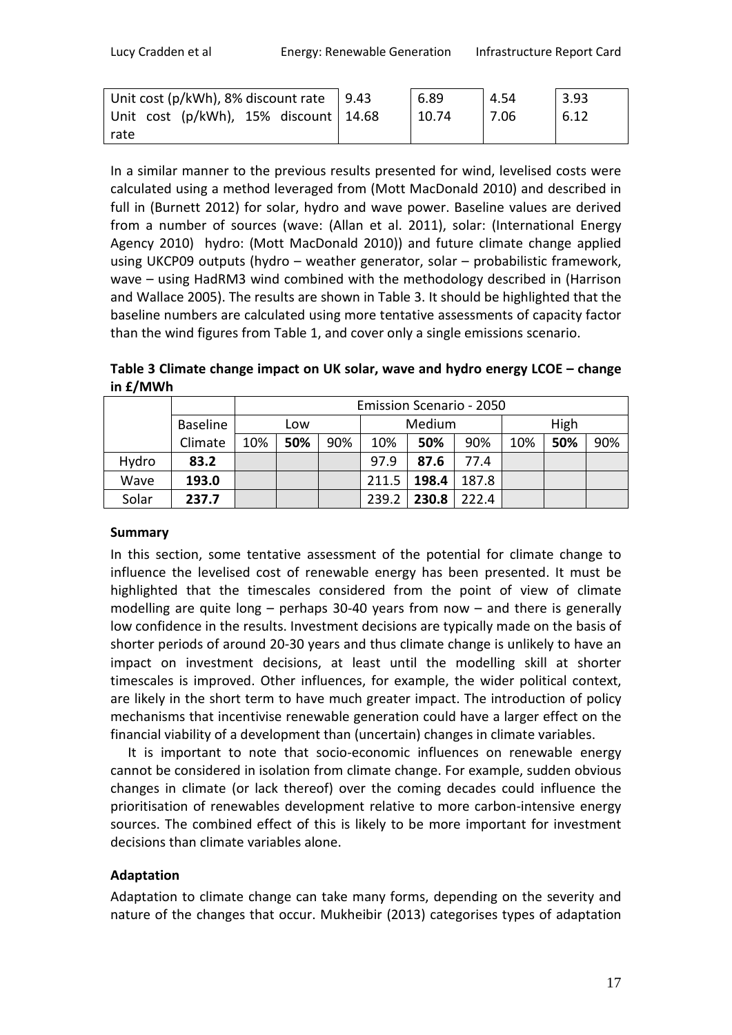| Unit cost (p/kWh), 8% discount rate | 9.43 | 6.89 | 4.54 | 3.93 |
|---|---|---|---|---|
| Unit cost (p/kWh), 15% discount rate | 14.68 | 10.74 | 7.06 | 6.12 |

In a similar manner to the previous results presented for wind, levelised costs were calculated using a method leveraged from (Mott MacDonald 2010) and described in full in (Burnett 2012) for solar, hydro and wave power. Baseline values are derived from a number of sources (wave: (Allan et al. 2011), solar: (International Energy Agency 2010) hydro: (Mott MacDonald 2010)) and future climate change applied using UKCP09 outputs (hydro – weather generator, solar – probabilistic framework, wave – using HadRM3 wind combined with the methodology described in (Harrison and Wallace 2005). The results are shown in Table 3. It should be highlighted that the baseline numbers are calculated using more tentative assessments of capacity factor than the wind figures from Table 1, and cover only a single emissions scenario.

**Table 3 Climate change impact on UK solar, wave and hydro energy LCOE – change in £/MWh**

| | Baseline | Emission Scenario - 2050 | | | | | | | | |
|---|---|---|---|---|---|---|---|---|---|---|
| | | Low | | | Medium | | | High | | |
| | Climate | 10% | **50%** | 90% | 10% | **50%** | 90% | 10% | **50%** | 90% |
| Hydro | **83.2** | | | | 97.9 | **87.6** | 77.4 | | | |
| Wave | **193.0** | | | | 211.5 | **198.4** | 187.8 | | | |
| Solar | **237.7** | | | | 239.2 | **230.8** | 222.4 | | | |

**Summary**

In this section, some tentative assessment of the potential for climate change to influence the levelised cost of renewable energy has been presented. It must be highlighted that the timescales considered from the point of view of climate modelling are quite long – perhaps 30-40 years from now – and there is generally low confidence in the results. Investment decisions are typically made on the basis of shorter periods of around 20-30 years and thus climate change is unlikely to have an impact on investment decisions, at least until the modelling skill at shorter timescales is improved. Other influences, for example, the wider political context, are likely in the short term to have much greater impact. The introduction of policy mechanisms that incentivise renewable generation could have a larger effect on the financial viability of a development than (uncertain) changes in climate variables.

It is important to note that socio-economic influences on renewable energy cannot be considered in isolation from climate change. For example, sudden obvious changes in climate (or lack thereof) over the coming decades could influence the prioritisation of renewables development relative to more carbon-intensive energy sources. The combined effect of this is likely to be more important for investment decisions than climate variables alone.

**Adaptation**

Adaptation to climate change can take many forms, depending on the severity and nature of the changes that occur. Mukheibir (2013) categorises types of adaptation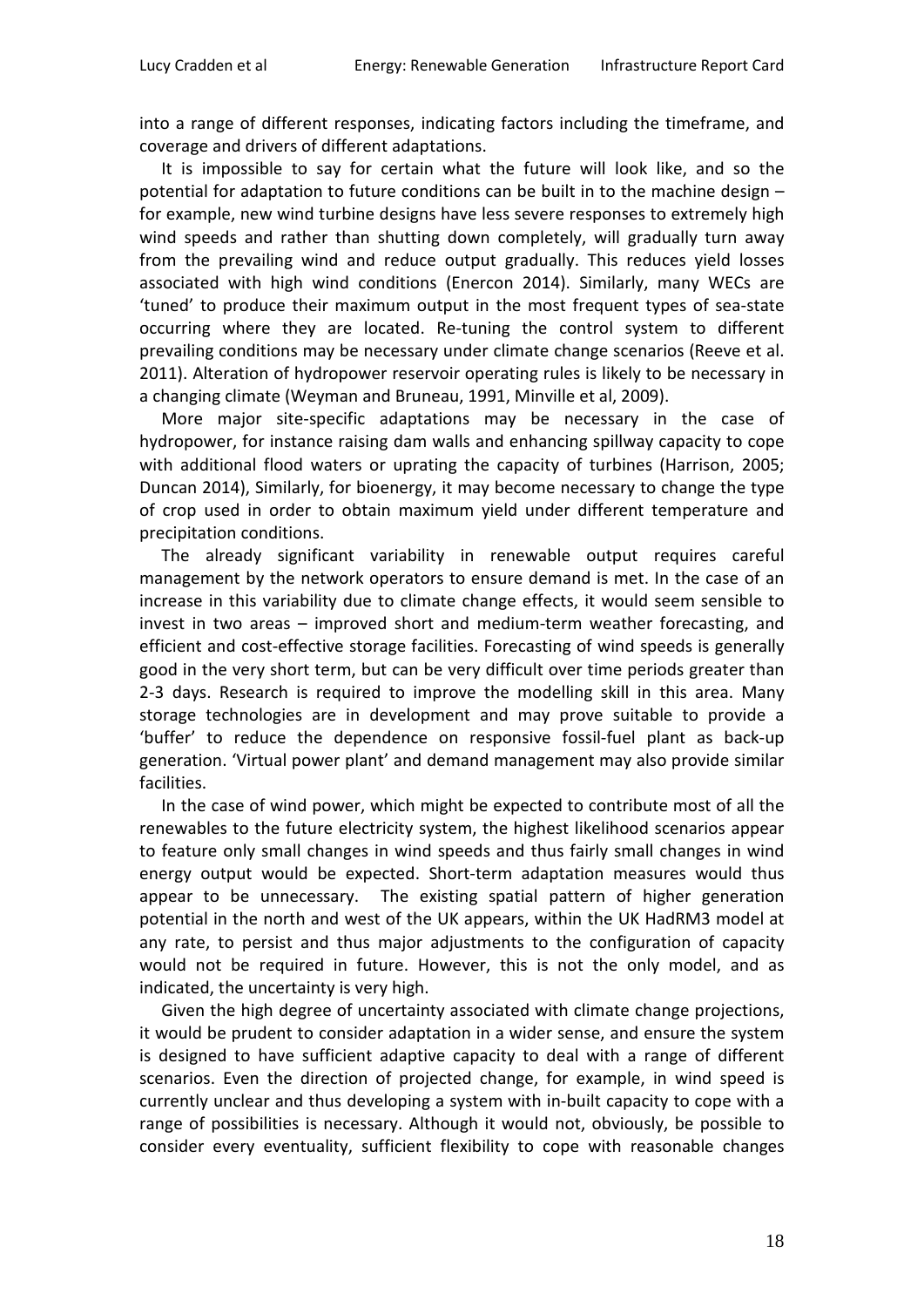into a range of different responses, indicating factors including the timeframe, and coverage and drivers of different adaptations.

It is impossible to say for certain what the future will look like, and so the potential for adaptation to future conditions can be built in to the machine design – for example, new wind turbine designs have less severe responses to extremely high wind speeds and rather than shutting down completely, will gradually turn away from the prevailing wind and reduce output gradually. This reduces yield losses associated with high wind conditions (Enercon 2014). Similarly, many WECs are 'tuned' to produce their maximum output in the most frequent types of sea-state occurring where they are located. Re-tuning the control system to different prevailing conditions may be necessary under climate change scenarios (Reeve et al. 2011). Alteration of hydropower reservoir operating rules is likely to be necessary in a changing climate (Weyman and Bruneau, 1991, Minville et al, 2009).

More major site-specific adaptations may be necessary in the case of hydropower, for instance raising dam walls and enhancing spillway capacity to cope with additional flood waters or uprating the capacity of turbines (Harrison, 2005; Duncan 2014), Similarly, for bioenergy, it may become necessary to change the type of crop used in order to obtain maximum yield under different temperature and precipitation conditions.

The already significant variability in renewable output requires careful management by the network operators to ensure demand is met. In the case of an increase in this variability due to climate change effects, it would seem sensible to invest in two areas – improved short and medium-term weather forecasting, and efficient and cost-effective storage facilities. Forecasting of wind speeds is generally good in the very short term, but can be very difficult over time periods greater than 2-3 days. Research is required to improve the modelling skill in this area. Many storage technologies are in development and may prove suitable to provide a 'buffer' to reduce the dependence on responsive fossil-fuel plant as back-up generation. 'Virtual power plant' and demand management may also provide similar facilities.

In the case of wind power, which might be expected to contribute most of all the renewables to the future electricity system, the highest likelihood scenarios appear to feature only small changes in wind speeds and thus fairly small changes in wind energy output would be expected. Short-term adaptation measures would thus appear to be unnecessary. The existing spatial pattern of higher generation potential in the north and west of the UK appears, within the UK HadRM3 model at any rate, to persist and thus major adjustments to the configuration of capacity would not be required in future. However, this is not the only model, and as indicated, the uncertainty is very high.

Given the high degree of uncertainty associated with climate change projections, it would be prudent to consider adaptation in a wider sense, and ensure the system is designed to have sufficient adaptive capacity to deal with a range of different scenarios. Even the direction of projected change, for example, in wind speed is currently unclear and thus developing a system with in-built capacity to cope with a range of possibilities is necessary. Although it would not, obviously, be possible to consider every eventuality, sufficient flexibility to cope with reasonable changes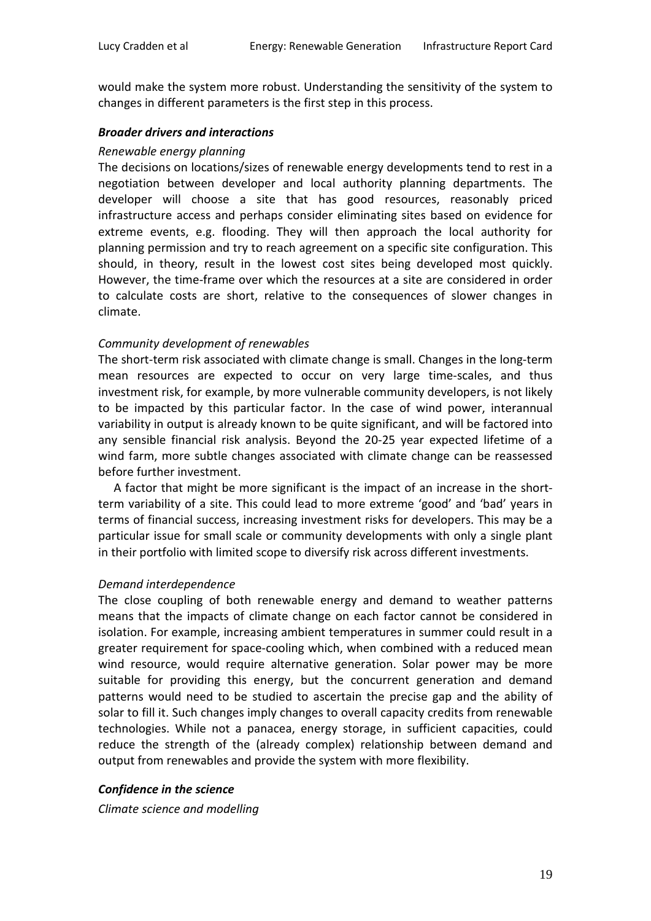would make the system more robust. Understanding the sensitivity of the system to changes in different parameters is the first step in this process.

***Broader drivers and interactions***

*Renewable energy planning*

The decisions on locations/sizes of renewable energy developments tend to rest in a negotiation between developer and local authority planning departments. The developer will choose a site that has good resources, reasonably priced infrastructure access and perhaps consider eliminating sites based on evidence for extreme events, e.g. flooding. They will then approach the local authority for planning permission and try to reach agreement on a specific site configuration. This should, in theory, result in the lowest cost sites being developed most quickly. However, the time-frame over which the resources at a site are considered in order to calculate costs are short, relative to the consequences of slower changes in climate.

*Community development of renewables*

The short-term risk associated with climate change is small. Changes in the long-term mean resources are expected to occur on very large time-scales, and thus investment risk, for example, by more vulnerable community developers, is not likely to be impacted by this particular factor. In the case of wind power, interannual variability in output is already known to be quite significant, and will be factored into any sensible financial risk analysis. Beyond the 20-25 year expected lifetime of a wind farm, more subtle changes associated with climate change can be reassessed before further investment.

A factor that might be more significant is the impact of an increase in the short-term variability of a site. This could lead to more extreme 'good' and 'bad' years in terms of financial success, increasing investment risks for developers. This may be a particular issue for small scale or community developments with only a single plant in their portfolio with limited scope to diversify risk across different investments.

*Demand interdependence*

The close coupling of both renewable energy and demand to weather patterns means that the impacts of climate change on each factor cannot be considered in isolation. For example, increasing ambient temperatures in summer could result in a greater requirement for space-cooling which, when combined with a reduced mean wind resource, would require alternative generation. Solar power may be more suitable for providing this energy, but the concurrent generation and demand patterns would need to be studied to ascertain the precise gap and the ability of solar to fill it. Such changes imply changes to overall capacity credits from renewable technologies. While not a panacea, energy storage, in sufficient capacities, could reduce the strength of the (already complex) relationship between demand and output from renewables and provide the system with more flexibility.

***Confidence in the science***

*Climate science and modelling*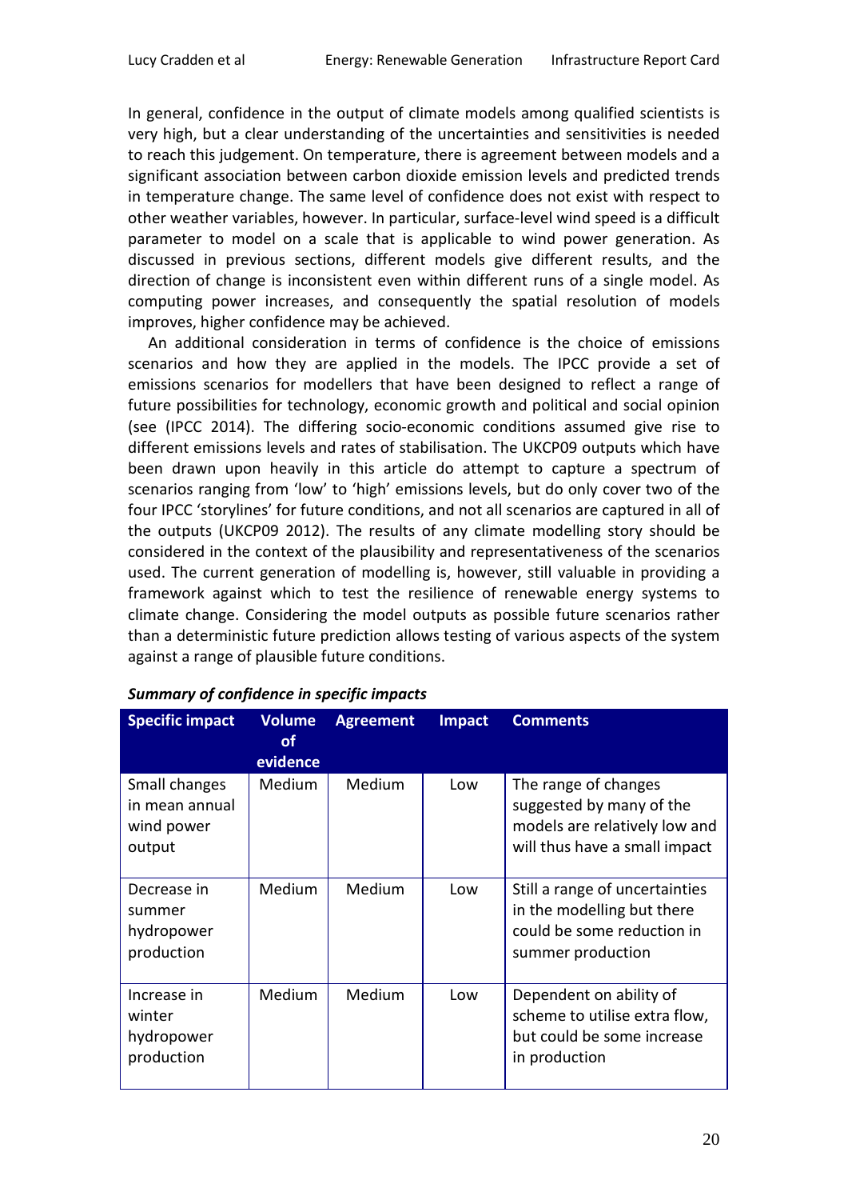In general, confidence in the output of climate models among qualified scientists is very high, but a clear understanding of the uncertainties and sensitivities is needed to reach this judgement. On temperature, there is agreement between models and a significant association between carbon dioxide emission levels and predicted trends in temperature change. The same level of confidence does not exist with respect to other weather variables, however. In particular, surface-level wind speed is a difficult parameter to model on a scale that is applicable to wind power generation. As discussed in previous sections, different models give different results, and the direction of change is inconsistent even within different runs of a single model. As computing power increases, and consequently the spatial resolution of models improves, higher confidence may be achieved.

An additional consideration in terms of confidence is the choice of emissions scenarios and how they are applied in the models. The IPCC provide a set of emissions scenarios for modellers that have been designed to reflect a range of future possibilities for technology, economic growth and political and social opinion (see (IPCC 2014). The differing socio-economic conditions assumed give rise to different emissions levels and rates of stabilisation. The UKCP09 outputs which have been drawn upon heavily in this article do attempt to capture a spectrum of scenarios ranging from 'low' to 'high' emissions levels, but do only cover two of the four IPCC 'storylines' for future conditions, and not all scenarios are captured in all of the outputs (UKCP09 2012). The results of any climate modelling story should be considered in the context of the plausibility and representativeness of the scenarios used. The current generation of modelling is, however, still valuable in providing a framework against which to test the resilience of renewable energy systems to climate change. Considering the model outputs as possible future scenarios rather than a deterministic future prediction allows testing of various aspects of the system against a range of plausible future conditions.

***Summary of confidence in specific impacts***

| Specific impact | Volume of evidence | Agreement | Impact | Comments |
|---|---|---|---|---|
| Small changes in mean annual wind power output | Medium | Medium | Low | The range of changes suggested by many of the models are relatively low and will thus have a small impact |
| Decrease in summer hydropower production | Medium | Medium | Low | Still a range of uncertainties in the modelling but there could be some reduction in summer production |
| Increase in winter hydropower production | Medium | Medium | Low | Dependent on ability of scheme to utilise extra flow, but could be some increase in production |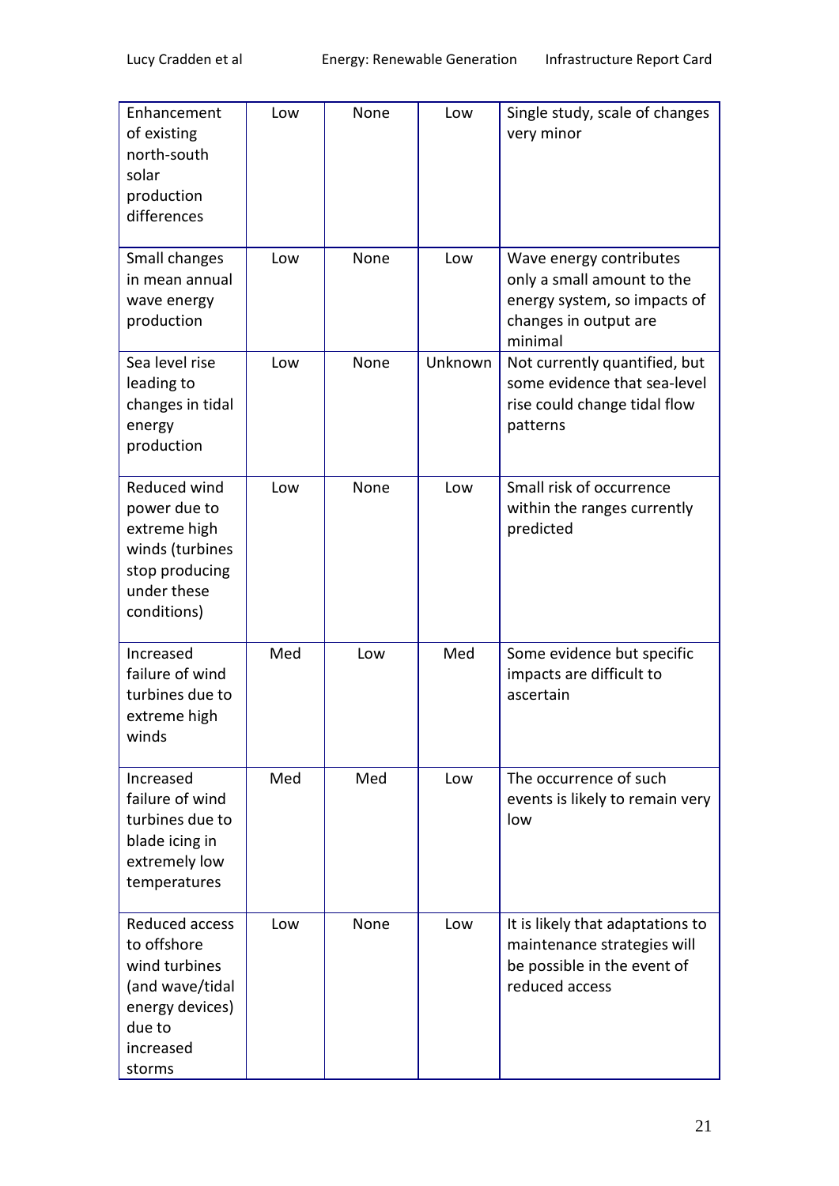| | | | | |
|---|---|---|---|---|
| Enhancement of existing north-south solar production differences | Low | None | Low | Single study, scale of changes very minor |
| Small changes in mean annual wave energy production | Low | None | Low | Wave energy contributes only a small amount to the energy system, so impacts of changes in output are minimal |
| Sea level rise leading to changes in tidal energy production | Low | None | Unknown | Not currently quantified, but some evidence that sea-level rise could change tidal flow patterns |
| Reduced wind power due to extreme high winds (turbines stop producing under these conditions) | Low | None | Low | Small risk of occurrence within the ranges currently predicted |
| Increased failure of wind turbines due to extreme high winds | Med | Low | Med | Some evidence but specific impacts are difficult to ascertain |
| Increased failure of wind turbines due to blade icing in extremely low temperatures | Med | Med | Low | The occurrence of such events is likely to remain very low |
| Reduced access to offshore wind turbines (and wave/tidal energy devices) due to increased storms | Low | None | Low | It is likely that adaptations to maintenance strategies will be possible in the event of reduced access |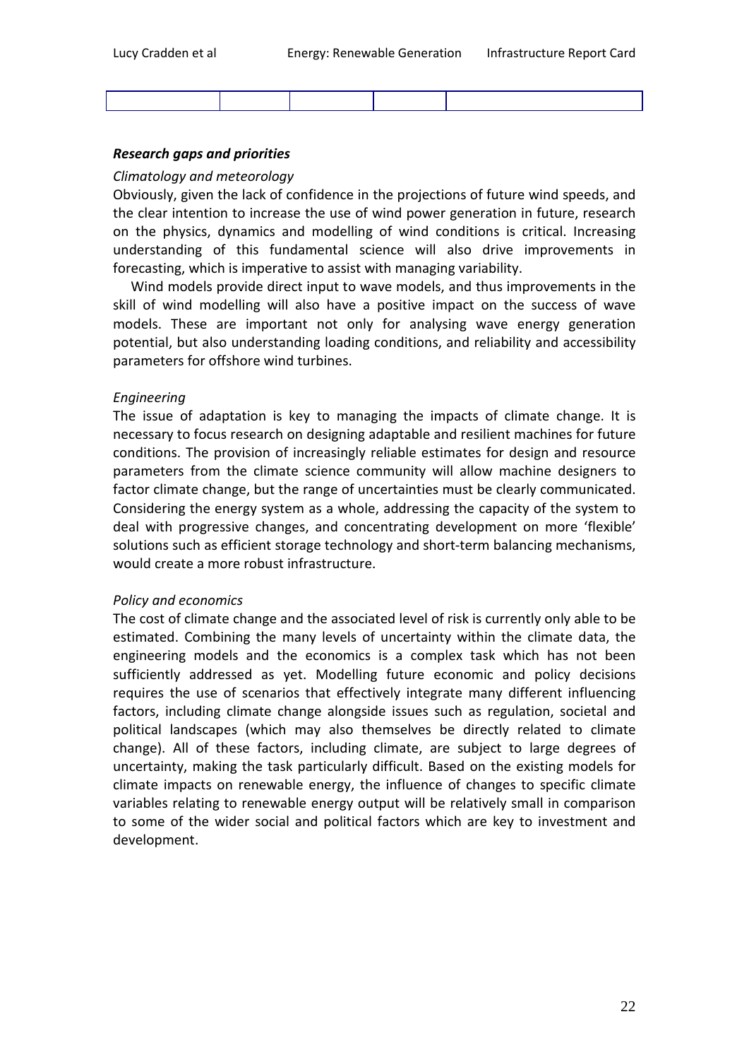| | | | | |
|---|---|---|---|---|
| | | | | |

***Research gaps and priorities***

*Climatology and meteorology*

Obviously, given the lack of confidence in the projections of future wind speeds, and the clear intention to increase the use of wind power generation in future, research on the physics, dynamics and modelling of wind conditions is critical. Increasing understanding of this fundamental science will also drive improvements in forecasting, which is imperative to assist with managing variability.

Wind models provide direct input to wave models, and thus improvements in the skill of wind modelling will also have a positive impact on the success of wave models. These are important not only for analysing wave energy generation potential, but also understanding loading conditions, and reliability and accessibility parameters for offshore wind turbines.

*Engineering*

The issue of adaptation is key to managing the impacts of climate change. It is necessary to focus research on designing adaptable and resilient machines for future conditions. The provision of increasingly reliable estimates for design and resource parameters from the climate science community will allow machine designers to factor climate change, but the range of uncertainties must be clearly communicated. Considering the energy system as a whole, addressing the capacity of the system to deal with progressive changes, and concentrating development on more 'flexible' solutions such as efficient storage technology and short-term balancing mechanisms, would create a more robust infrastructure.

*Policy and economics*

The cost of climate change and the associated level of risk is currently only able to be estimated. Combining the many levels of uncertainty within the climate data, the engineering models and the economics is a complex task which has not been sufficiently addressed as yet. Modelling future economic and policy decisions requires the use of scenarios that effectively integrate many different influencing factors, including climate change alongside issues such as regulation, societal and political landscapes (which may also themselves be directly related to climate change). All of these factors, including climate, are subject to large degrees of uncertainty, making the task particularly difficult. Based on the existing models for climate impacts on renewable energy, the influence of changes to specific climate variables relating to renewable energy output will be relatively small in comparison to some of the wider social and political factors which are key to investment and development.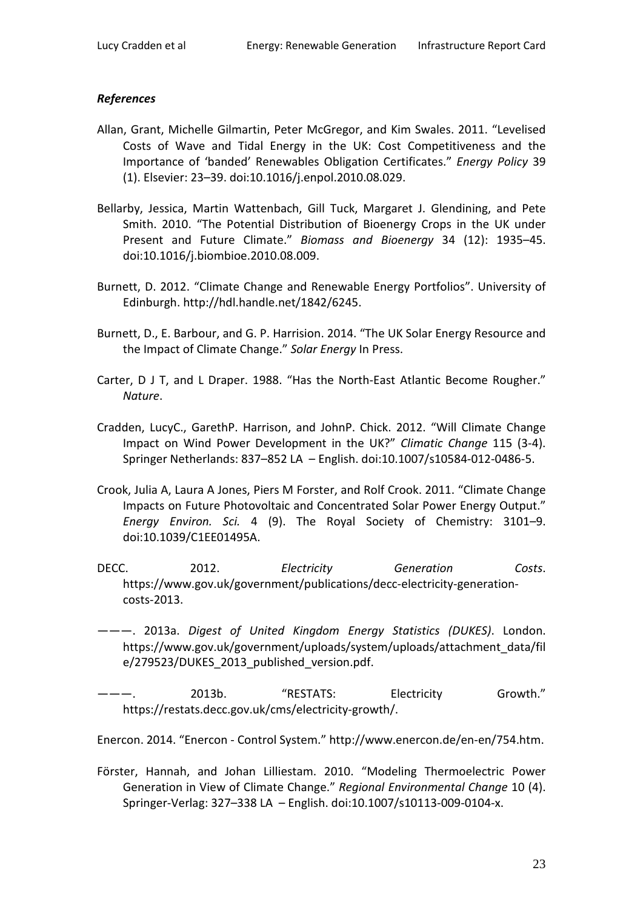### *References*

Allan, Grant, Michelle Gilmartin, Peter McGregor, and Kim Swales. 2011. "Levelised Costs of Wave and Tidal Energy in the UK: Cost Competitiveness and the Importance of 'banded' Renewables Obligation Certificates." *Energy Policy* 39 (1). Elsevier: 23–39. doi:10.1016/j.enpol.2010.08.029.

Bellarby, Jessica, Martin Wattenbach, Gill Tuck, Margaret J. Glendining, and Pete Smith. 2010. "The Potential Distribution of Bioenergy Crops in the UK under Present and Future Climate." *Biomass and Bioenergy* 34 (12): 1935–45. doi:10.1016/j.biombioe.2010.08.009.

Burnett, D. 2012. "Climate Change and Renewable Energy Portfolios". University of Edinburgh. http://hdl.handle.net/1842/6245.

Burnett, D., E. Barbour, and G. P. Harrision. 2014. "The UK Solar Energy Resource and the Impact of Climate Change." *Solar Energy* In Press.

Carter, D J T, and L Draper. 1988. "Has the North-East Atlantic Become Rougher." *Nature*.

Cradden, LucyC., GarethP. Harrison, and JohnP. Chick. 2012. "Will Climate Change Impact on Wind Power Development in the UK?" *Climatic Change* 115 (3-4). Springer Netherlands: 837–852 LA – English. doi:10.1007/s10584-012-0486-5.

Crook, Julia A, Laura A Jones, Piers M Forster, and Rolf Crook. 2011. "Climate Change Impacts on Future Photovoltaic and Concentrated Solar Power Energy Output." *Energy Environ. Sci.* 4 (9). The Royal Society of Chemistry: 3101–9. doi:10.1039/C1EE01495A.

DECC. 2012. *Electricity Generation Costs*. https://www.gov.uk/government/publications/decc-electricity-generation-costs-2013.

———. 2013a. *Digest of United Kingdom Energy Statistics (DUKES)*. London. https://www.gov.uk/government/uploads/system/uploads/attachment_data/file/279523/DUKES_2013_published_version.pdf.

———. 2013b. "RESTATS: Electricity Growth." https://restats.decc.gov.uk/cms/electricity-growth/.

Enercon. 2014. "Enercon - Control System." http://www.enercon.de/en-en/754.htm.

Förster, Hannah, and Johan Lilliestam. 2010. "Modeling Thermoelectric Power Generation in View of Climate Change." *Regional Environmental Change* 10 (4). Springer-Verlag: 327–338 LA – English. doi:10.1007/s10113-009-0104-x.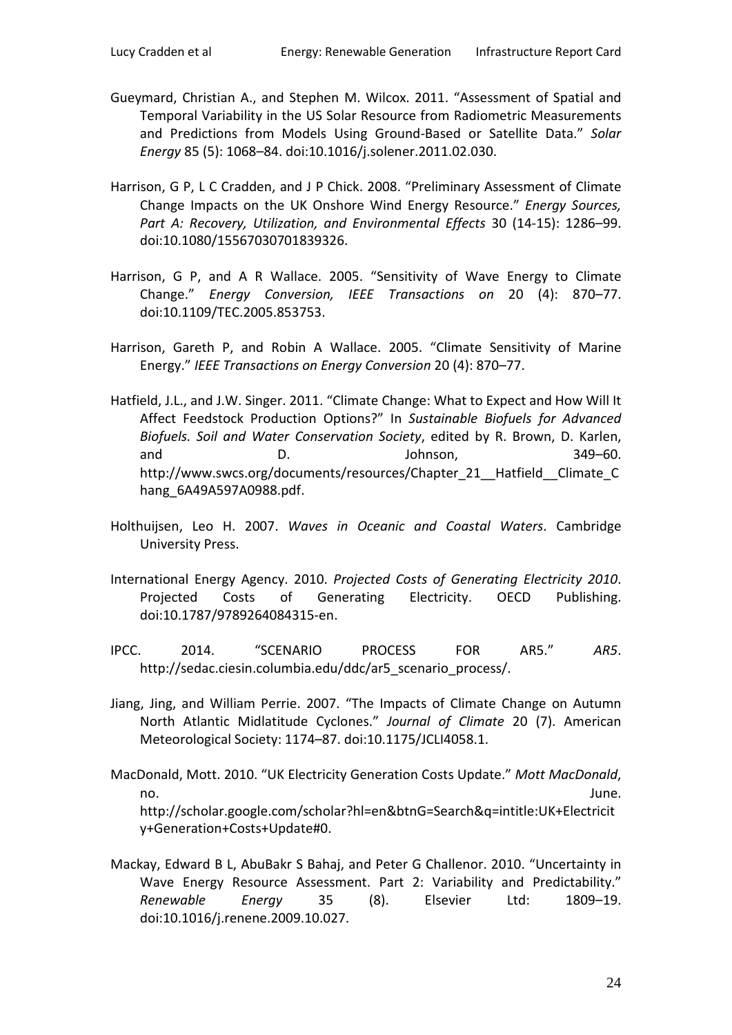Gueymard, Christian A., and Stephen M. Wilcox. 2011. "Assessment of Spatial and Temporal Variability in the US Solar Resource from Radiometric Measurements and Predictions from Models Using Ground-Based or Satellite Data." *Solar Energy* 85 (5): 1068–84. doi:10.1016/j.solener.2011.02.030.

Harrison, G P, L C Cradden, and J P Chick. 2008. "Preliminary Assessment of Climate Change Impacts on the UK Onshore Wind Energy Resource." *Energy Sources, Part A: Recovery, Utilization, and Environmental Effects* 30 (14-15): 1286–99. doi:10.1080/15567030701839326.

Harrison, G P, and A R Wallace. 2005. "Sensitivity of Wave Energy to Climate Change." *Energy Conversion, IEEE Transactions on* 20 (4): 870–77. doi:10.1109/TEC.2005.853753.

Harrison, Gareth P, and Robin A Wallace. 2005. "Climate Sensitivity of Marine Energy." *IEEE Transactions on Energy Conversion* 20 (4): 870–77.

Hatfield, J.L., and J.W. Singer. 2011. "Climate Change: What to Expect and How Will It Affect Feedstock Production Options?" In *Sustainable Biofuels for Advanced Biofuels. Soil and Water Conservation Society*, edited by R. Brown, D. Karlen, and D. Johnson, 349–60. http://www.swcs.org/documents/resources/Chapter_21__Hatfield__Climate_Chang_6A49A597A0988.pdf.

Holthuijsen, Leo H. 2007. *Waves in Oceanic and Coastal Waters*. Cambridge University Press.

International Energy Agency. 2010. *Projected Costs of Generating Electricity 2010*. Projected Costs of Generating Electricity. OECD Publishing. doi:10.1787/9789264084315-en.

IPCC. 2014. "SCENARIO PROCESS FOR AR5." *AR5*. http://sedac.ciesin.columbia.edu/ddc/ar5_scenario_process/.

Jiang, Jing, and William Perrie. 2007. "The Impacts of Climate Change on Autumn North Atlantic Midlatitude Cyclones." *Journal of Climate* 20 (7). American Meteorological Society: 1174–87. doi:10.1175/JCLI4058.1.

MacDonald, Mott. 2010. "UK Electricity Generation Costs Update." *Mott MacDonald*, no. June. http://scholar.google.com/scholar?hl=en&btnG=Search&q=intitle:UK+Electricity+Generation+Costs+Update#0.

Mackay, Edward B L, AbuBakr S Bahaj, and Peter G Challenor. 2010. "Uncertainty in Wave Energy Resource Assessment. Part 2: Variability and Predictability." *Renewable Energy* 35 (8). Elsevier Ltd: 1809–19. doi:10.1016/j.renene.2009.10.027.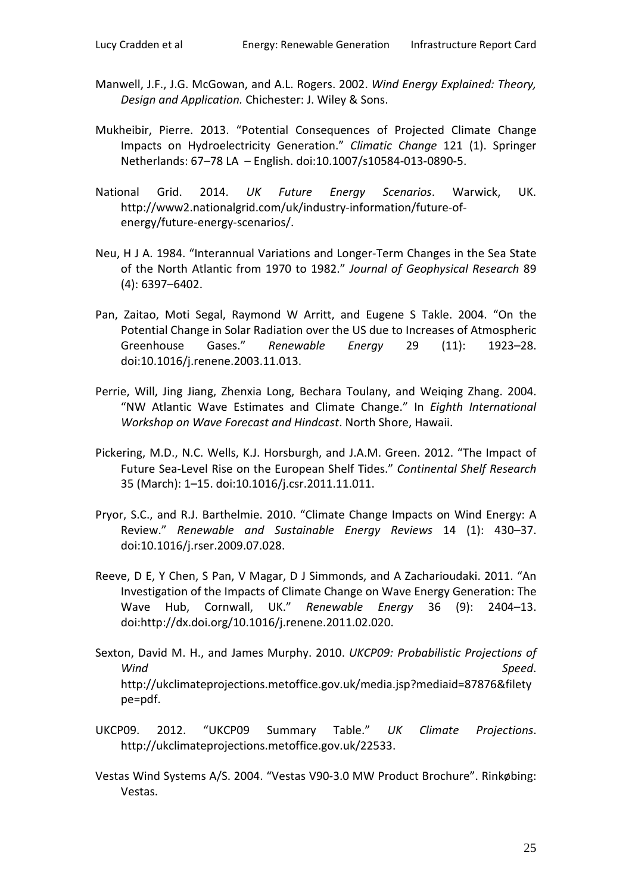Manwell, J.F., J.G. McGowan, and A.L. Rogers. 2002. *Wind Energy Explained: Theory, Design and Application.* Chichester: J. Wiley & Sons.

Mukheibir, Pierre. 2013. "Potential Consequences of Projected Climate Change Impacts on Hydroelectricity Generation." *Climatic Change* 121 (1). Springer Netherlands: 67–78 LA – English. doi:10.1007/s10584-013-0890-5.

National Grid. 2014. *UK Future Energy Scenarios*. Warwick, UK. http://www2.nationalgrid.com/uk/industry-information/future-of-energy/future-energy-scenarios/.

Neu, H J A. 1984. "Interannual Variations and Longer-Term Changes in the Sea State of the North Atlantic from 1970 to 1982." *Journal of Geophysical Research* 89 (4): 6397–6402.

Pan, Zaitao, Moti Segal, Raymond W Arritt, and Eugene S Takle. 2004. "On the Potential Change in Solar Radiation over the US due to Increases of Atmospheric Greenhouse Gases." *Renewable Energy* 29 (11): 1923–28. doi:10.1016/j.renene.2003.11.013.

Perrie, Will, Jing Jiang, Zhenxia Long, Bechara Toulany, and Weiqing Zhang. 2004. "NW Atlantic Wave Estimates and Climate Change." In *Eighth International Workshop on Wave Forecast and Hindcast*. North Shore, Hawaii.

Pickering, M.D., N.C. Wells, K.J. Horsburgh, and J.A.M. Green. 2012. "The Impact of Future Sea-Level Rise on the European Shelf Tides." *Continental Shelf Research* 35 (March): 1–15. doi:10.1016/j.csr.2011.11.011.

Pryor, S.C., and R.J. Barthelmie. 2010. "Climate Change Impacts on Wind Energy: A Review." *Renewable and Sustainable Energy Reviews* 14 (1): 430–37. doi:10.1016/j.rser.2009.07.028.

Reeve, D E, Y Chen, S Pan, V Magar, D J Simmonds, and A Zacharioudaki. 2011. "An Investigation of the Impacts of Climate Change on Wave Energy Generation: The Wave Hub, Cornwall, UK." *Renewable Energy* 36 (9): 2404–13. doi:http://dx.doi.org/10.1016/j.renene.2011.02.020.

Sexton, David M. H., and James Murphy. 2010. *UKCP09: Probabilistic Projections of Wind Speed*. http://ukclimateprojections.metoffice.gov.uk/media.jsp?mediaid=87876&filetype=pdf.

UKCP09. 2012. "UKCP09 Summary Table." *UK Climate Projections*. http://ukclimateprojections.metoffice.gov.uk/22533.

Vestas Wind Systems A/S. 2004. "Vestas V90-3.0 MW Product Brochure". Rinkøbing: Vestas.